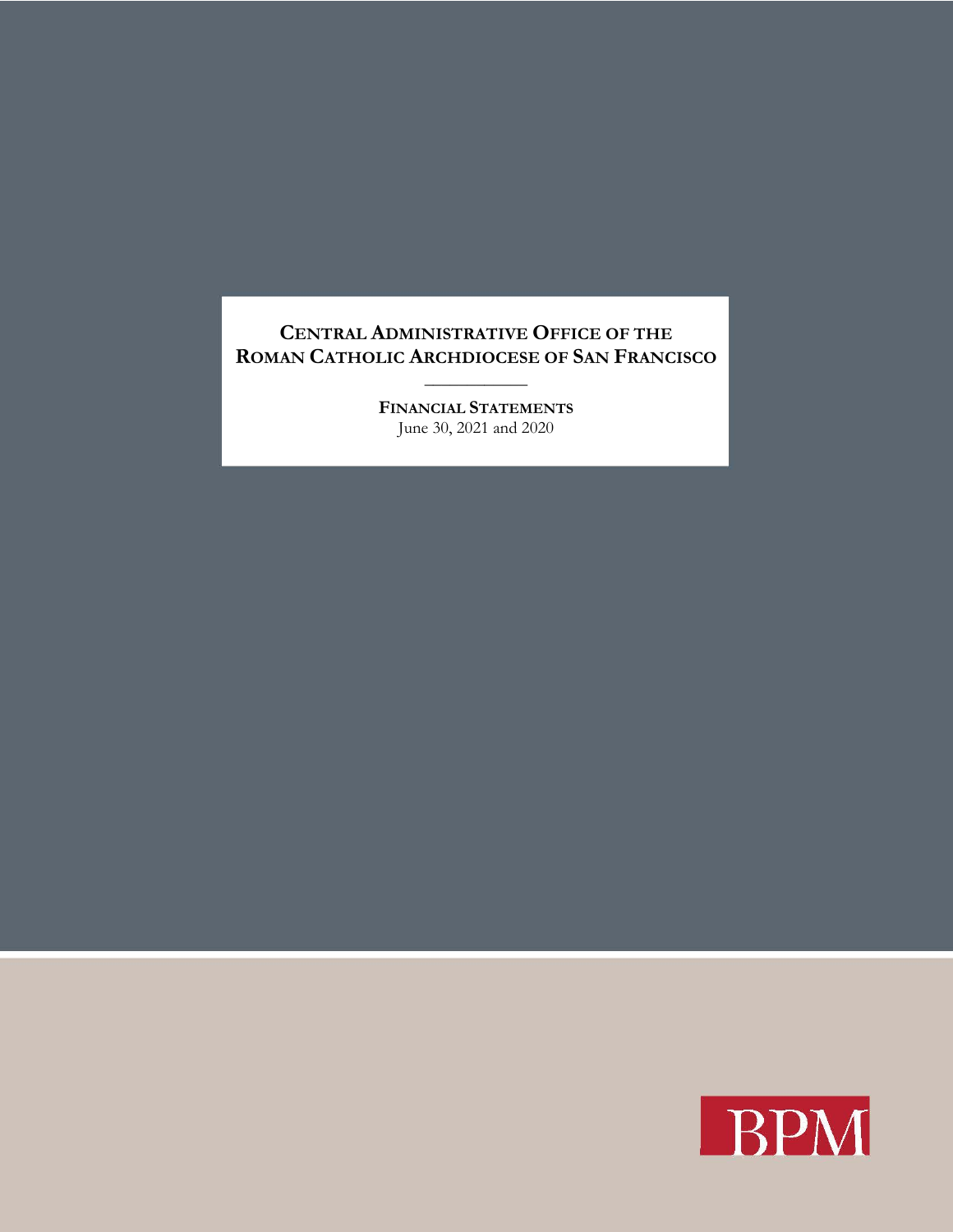# CENTRAL ADMINISTRATIVE OFFICE OF THE ROMAN CATHOLIC ARCHDIOCESE OF SAN FRANCISCO

---

**FINANCIAL STATEMENTS**

June 30, 2021 and 2020

BPM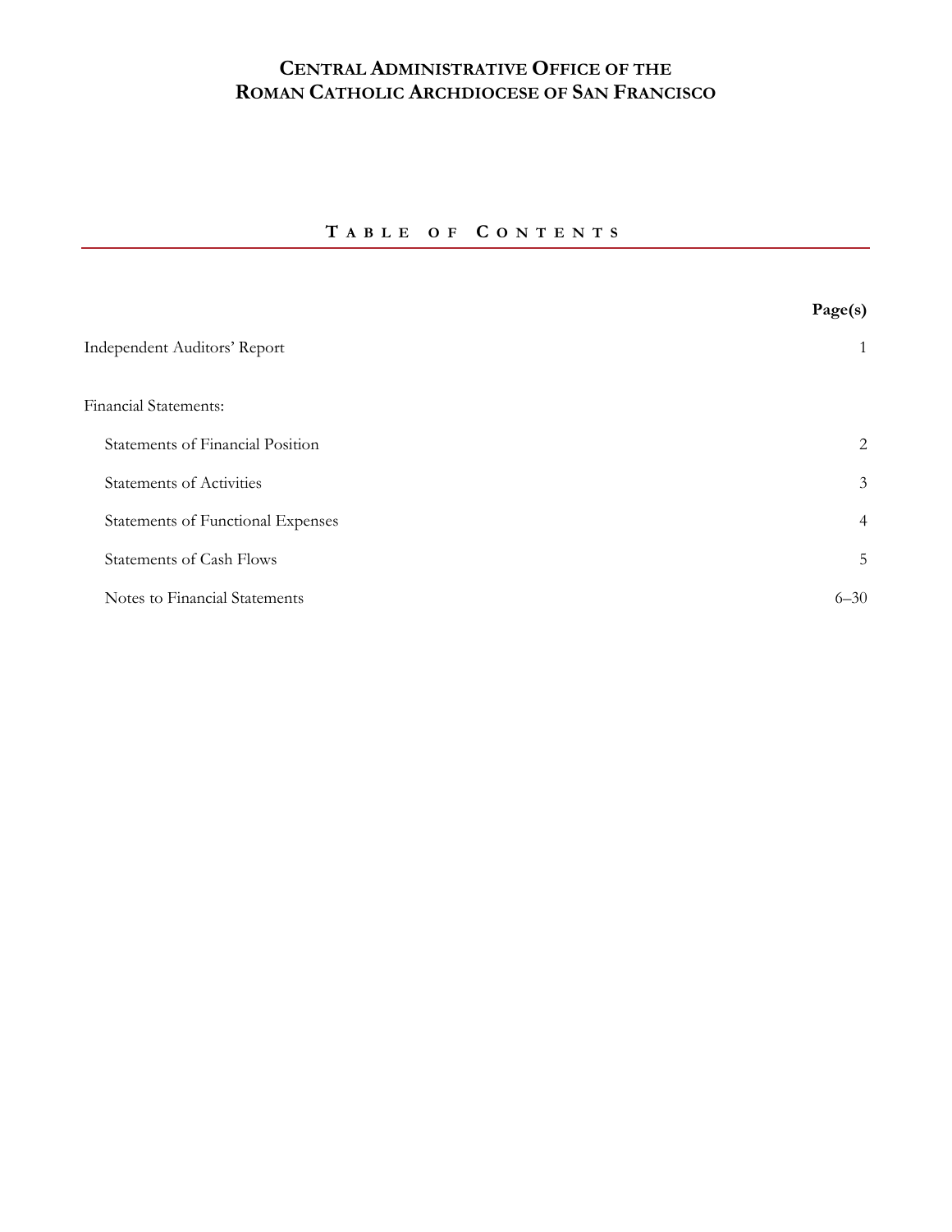# Central Administrative Office of the Roman Catholic Archdiocese of San Francisco

## Table of Contents

| | Page(s) |
|---|---|
| Independent Auditors' Report | 1 |
| Financial Statements: | |
| Statements of Financial Position | 2 |
| Statements of Activities | 3 |
| Statements of Functional Expenses | 4 |
| Statements of Cash Flows | 5 |
| Notes to Financial Statements | 6–30 |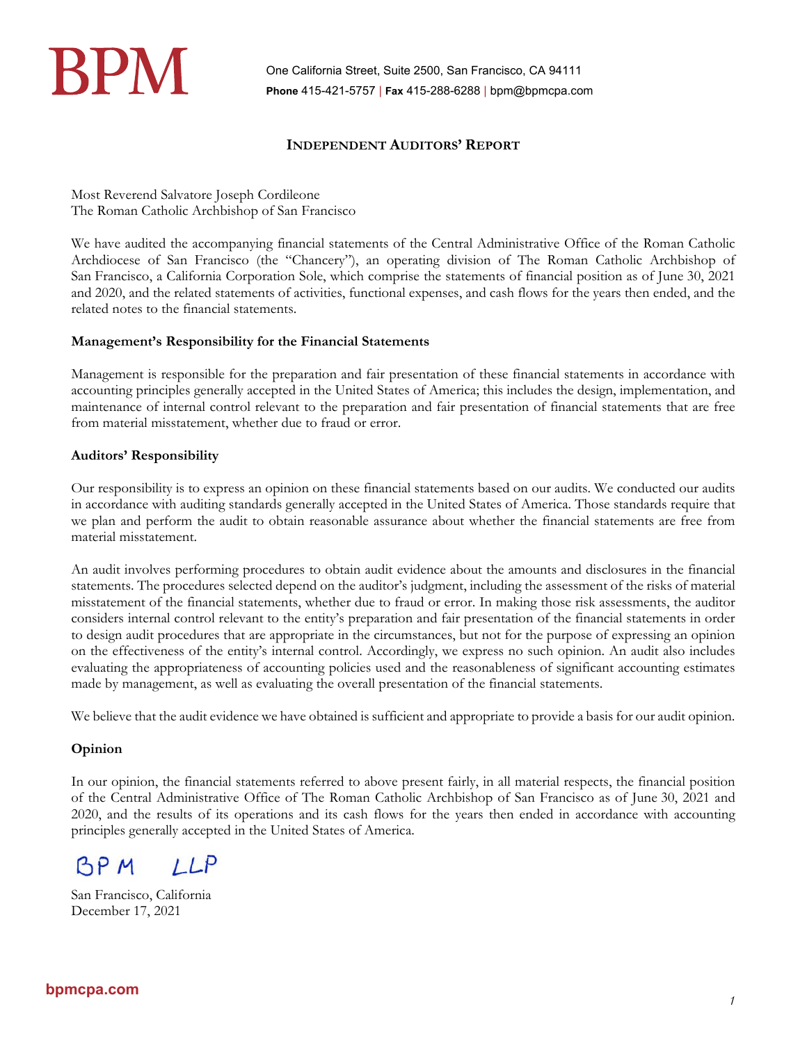BPM

One California Street, Suite 2500, San Francisco, CA 94111
**Phone** 415-421-5757 | **Fax** 415-288-6288 | bpm@bpmcpa.com

## INDEPENDENT AUDITORS' REPORT

Most Reverend Salvatore Joseph Cordileone
The Roman Catholic Archbishop of San Francisco

We have audited the accompanying financial statements of the Central Administrative Office of the Roman Catholic Archdiocese of San Francisco (the "Chancery"), an operating division of The Roman Catholic Archbishop of San Francisco, a California Corporation Sole, which comprise the statements of financial position as of June 30, 2021 and 2020, and the related statements of activities, functional expenses, and cash flows for the years then ended, and the related notes to the financial statements.

### Management's Responsibility for the Financial Statements

Management is responsible for the preparation and fair presentation of these financial statements in accordance with accounting principles generally accepted in the United States of America; this includes the design, implementation, and maintenance of internal control relevant to the preparation and fair presentation of financial statements that are free from material misstatement, whether due to fraud or error.

### Auditors' Responsibility

Our responsibility is to express an opinion on these financial statements based on our audits. We conducted our audits in accordance with auditing standards generally accepted in the United States of America. Those standards require that we plan and perform the audit to obtain reasonable assurance about whether the financial statements are free from material misstatement.

An audit involves performing procedures to obtain audit evidence about the amounts and disclosures in the financial statements. The procedures selected depend on the auditor's judgment, including the assessment of the risks of material misstatement of the financial statements, whether due to fraud or error. In making those risk assessments, the auditor considers internal control relevant to the entity's preparation and fair presentation of the financial statements in order to design audit procedures that are appropriate in the circumstances, but not for the purpose of expressing an opinion on the effectiveness of the entity's internal control. Accordingly, we express no such opinion. An audit also includes evaluating the appropriateness of accounting policies used and the reasonableness of significant accounting estimates made by management, as well as evaluating the overall presentation of the financial statements.

We believe that the audit evidence we have obtained is sufficient and appropriate to provide a basis for our audit opinion.

### Opinion

In our opinion, the financial statements referred to above present fairly, in all material respects, the financial position of the Central Administrative Office of The Roman Catholic Archbishop of San Francisco as of June 30, 2021 and 2020, and the results of its operations and its cash flows for the years then ended in accordance with accounting principles generally accepted in the United States of America.

BPM LLP

San Francisco, California
December 17, 2021

bpmcpa.com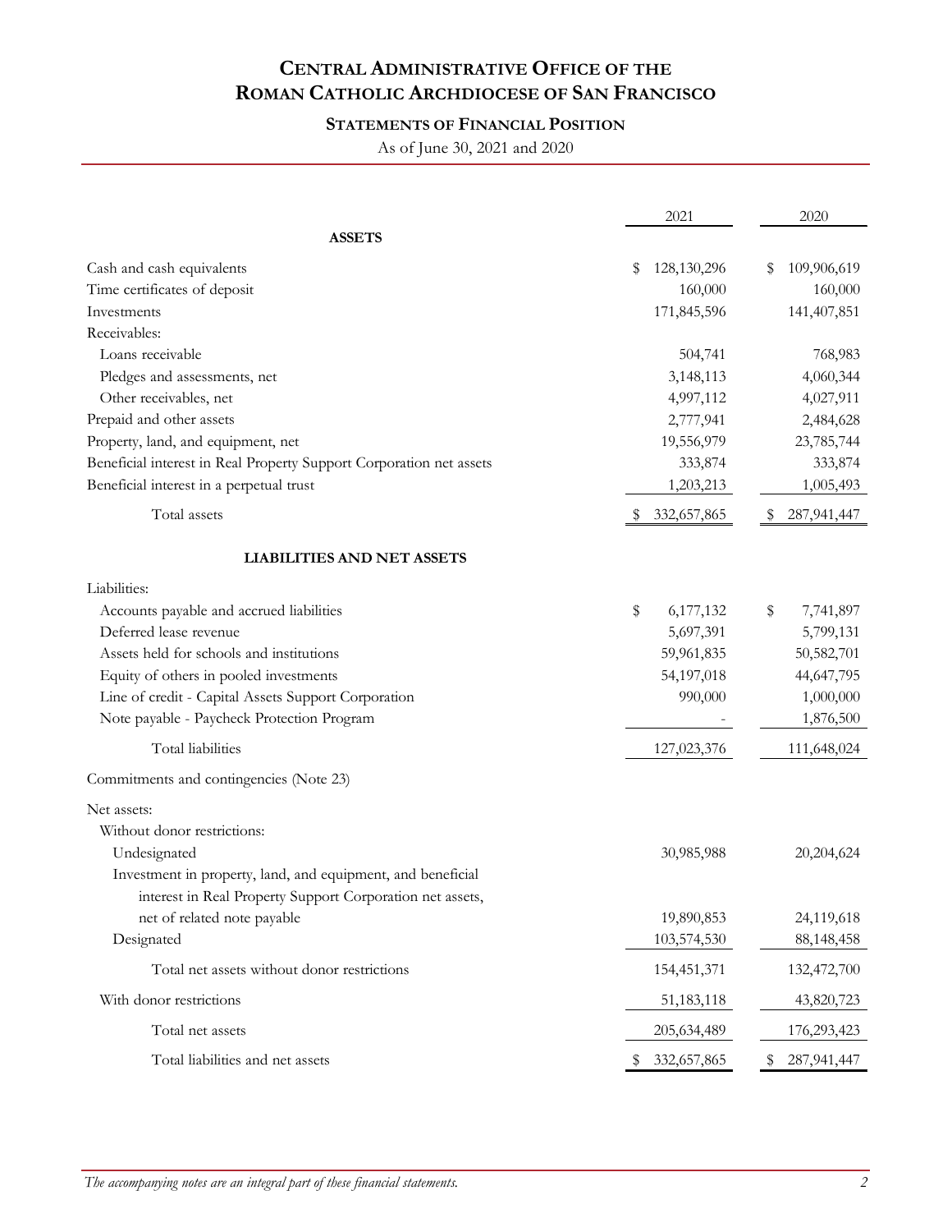# CENTRAL ADMINISTRATIVE OFFICE OF THE ROMAN CATHOLIC ARCHDIOCESE OF SAN FRANCISCO

## STATEMENTS OF FINANCIAL POSITION

As of June 30, 2021 and 2020

| | 2021 | 2020 |
|---|---|---|
| **ASSETS** | | |
| Cash and cash equivalents | $ 128,130,296 | $ 109,906,619 |
| Time certificates of deposit | 160,000 | 160,000 |
| Investments | 171,845,596 | 141,407,851 |
| Receivables: | | |
| Loans receivable | 504,741 | 768,983 |
| Pledges and assessments, net | 3,148,113 | 4,060,344 |
| Other receivables, net | 4,997,112 | 4,027,911 |
| Prepaid and other assets | 2,777,941 | 2,484,628 |
| Property, land, and equipment, net | 19,556,979 | 23,785,744 |
| Beneficial interest in Real Property Support Corporation net assets | 333,874 | 333,874 |
| Beneficial interest in a perpetual trust | 1,203,213 | 1,005,493 |
| Total assets | $ 332,657,865 | $ 287,941,447 |
| **LIABILITIES AND NET ASSETS** | | |
| Liabilities: | | |
| Accounts payable and accrued liabilities | $ 6,177,132 | $ 7,741,897 |
| Deferred lease revenue | 5,697,391 | 5,799,131 |
| Assets held for schools and institutions | 59,961,835 | 50,582,701 |
| Equity of others in pooled investments | 54,197,018 | 44,647,795 |
| Line of credit - Capital Assets Support Corporation | 990,000 | 1,000,000 |
| Note payable - Paycheck Protection Program | - | 1,876,500 |
| Total liabilities | 127,023,376 | 111,648,024 |
| Commitments and contingencies (Note 23) | | |
| Net assets: | | |
| Without donor restrictions: | | |
| Undesignated | 30,985,988 | 20,204,624 |
| Investment in property, land, and equipment, and beneficial interest in Real Property Support Corporation net assets, net of related note payable | 19,890,853 | 24,119,618 |
| Designated | 103,574,530 | 88,148,458 |
| Total net assets without donor restrictions | 154,451,371 | 132,472,700 |
| With donor restrictions | 51,183,118 | 43,820,723 |
| Total net assets | 205,634,489 | 176,293,423 |
| Total liabilities and net assets | $ 332,657,865 | $ 287,941,447 |

*The accompanying notes are an integral part of these financial statements.*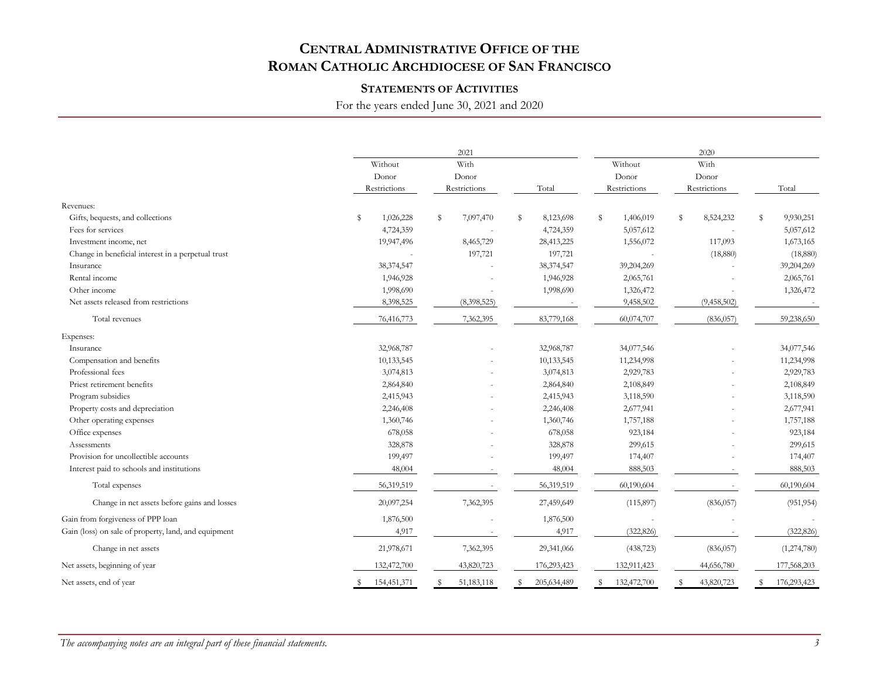# Central Administrative Office of the Roman Catholic Archdiocese of San Francisco

## Statements of Activities

For the years ended June 30, 2021 and 2020

| | 2021 | | | 2020 | | |
|---|---|---|---|---|---|---|
| | Without Donor Restrictions | With Donor Restrictions | Total | Without Donor Restrictions | With Donor Restrictions | Total |
| Revenues: | | | | | | |
| Gifts, bequests, and collections | $ 1,026,228 | $ 7,097,470 | $ 8,123,698 | $ 1,406,019 | $ 8,524,232 | $ 9,930,251 |
| Fees for services | 4,724,359 | - | 4,724,359 | 5,057,612 | - | 5,057,612 |
| Investment income, net | 19,947,496 | 8,465,729 | 28,413,225 | 1,556,072 | 117,093 | 1,673,165 |
| Change in beneficial interest in a perpetual trust | - | 197,721 | 197,721 | - | (18,880) | (18,880) |
| Insurance | 38,374,547 | - | 38,374,547 | 39,204,269 | - | 39,204,269 |
| Rental income | 1,946,928 | - | 1,946,928 | 2,065,761 | - | 2,065,761 |
| Other income | 1,998,690 | - | 1,998,690 | 1,326,472 | - | 1,326,472 |
| Net assets released from restrictions | 8,398,525 | (8,398,525) | - | 9,458,502 | (9,458,502) | - |
| Total revenues | 76,416,773 | 7,362,395 | 83,779,168 | 60,074,707 | (836,057) | 59,238,650 |
| Expenses: | | | | | | |
| Insurance | 32,968,787 | - | 32,968,787 | 34,077,546 | - | 34,077,546 |
| Compensation and benefits | 10,133,545 | - | 10,133,545 | 11,234,998 | - | 11,234,998 |
| Professional fees | 3,074,813 | - | 3,074,813 | 2,929,783 | - | 2,929,783 |
| Priest retirement benefits | 2,864,840 | - | 2,864,840 | 2,108,849 | - | 2,108,849 |
| Program subsidies | 2,415,943 | - | 2,415,943 | 3,118,590 | - | 3,118,590 |
| Property costs and depreciation | 2,246,408 | - | 2,246,408 | 2,677,941 | - | 2,677,941 |
| Other operating expenses | 1,360,746 | - | 1,360,746 | 1,757,188 | - | 1,757,188 |
| Office expenses | 678,058 | - | 678,058 | 923,184 | - | 923,184 |
| Assessments | 328,878 | - | 328,878 | 299,615 | - | 299,615 |
| Provision for uncollectible accounts | 199,497 | - | 199,497 | 174,407 | - | 174,407 |
| Interest paid to schools and institutions | 48,004 | - | 48,004 | 888,503 | - | 888,503 |
| Total expenses | 56,319,519 | - | 56,319,519 | 60,190,604 | - | 60,190,604 |
| Change in net assets before gains and losses | 20,097,254 | 7,362,395 | 27,459,649 | (115,897) | (836,057) | (951,954) |
| Gain from forgiveness of PPP loan | 1,876,500 | - | 1,876,500 | - | - | - |
| Gain (loss) on sale of property, land, and equipment | 4,917 | - | 4,917 | (322,826) | - | (322,826) |
| Change in net assets | 21,978,671 | 7,362,395 | 29,341,066 | (438,723) | (836,057) | (1,274,780) |
| Net assets, beginning of year | 132,472,700 | 43,820,723 | 176,293,423 | 132,911,423 | 44,656,780 | 177,568,203 |
| Net assets, end of year | $ 154,451,371 | $ 51,183,118 | $ 205,634,489 | $ 132,472,700 | $ 43,820,723 | $ 176,293,423 |

*The accompanying notes are an integral part of these financial statements.*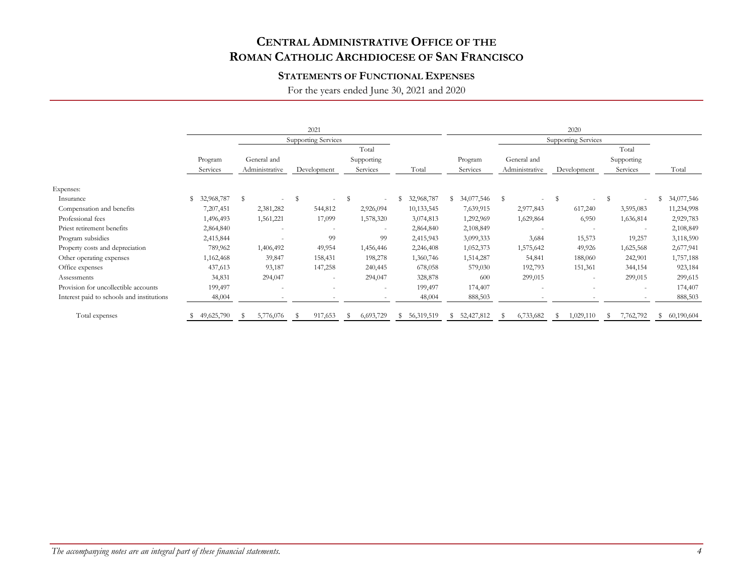# Central Administrative Office of the Roman Catholic Archdiocese of San Francisco

## Statements of Functional Expenses

For the years ended June 30, 2021 and 2020

| | 2021 | | | | | 2020 | | | | |
|---|---|---|---|---|---|---|---|---|---|---|
| | | Supporting Services | | | | | Supporting Services | | | |
| | Program Services | General and Administrative | Development | Total Supporting Services | Total | Program Services | General and Administrative | Development | Total Supporting Services | Total |
| Expenses: | | | | | | | | | | |
| Insurance | $ 32,968,787 | $ - | $ - | $ - | $ 32,968,787 | $ 34,077,546 | $ - | $ - | $ - | $ 34,077,546 |
| Compensation and benefits | 7,207,451 | 2,381,282 | 544,812 | 2,926,094 | 10,133,545 | 7,639,915 | 2,977,843 | 617,240 | 3,595,083 | 11,234,998 |
| Professional fees | 1,496,493 | 1,561,221 | 17,099 | 1,578,320 | 3,074,813 | 1,292,969 | 1,629,864 | 6,950 | 1,636,814 | 2,929,783 |
| Priest retirement benefits | 2,864,840 | - | - | - | 2,864,840 | 2,108,849 | - | - | - | 2,108,849 |
| Program subsidies | 2,415,844 | - | 99 | 99 | 2,415,943 | 3,099,333 | 3,684 | 15,573 | 19,257 | 3,118,590 |
| Property costs and depreciation | 789,962 | 1,406,492 | 49,954 | 1,456,446 | 2,246,408 | 1,052,373 | 1,575,642 | 49,926 | 1,625,568 | 2,677,941 |
| Other operating expenses | 1,162,468 | 39,847 | 158,431 | 198,278 | 1,360,746 | 1,514,287 | 54,841 | 188,060 | 242,901 | 1,757,188 |
| Office expenses | 437,613 | 93,187 | 147,258 | 240,445 | 678,058 | 579,030 | 192,793 | 151,361 | 344,154 | 923,184 |
| Assessments | 34,831 | 294,047 | - | 294,047 | 328,878 | 600 | 299,015 | - | 299,015 | 299,615 |
| Provision for uncollectible accounts | 199,497 | - | - | - | 199,497 | 174,407 | - | - | - | 174,407 |
| Interest paid to schools and institutions | 48,004 | - | - | - | 48,004 | 888,503 | - | - | - | 888,503 |
| Total expenses | $ 49,625,790 | $ 5,776,076 | $ 917,653 | $ 6,693,729 | $ 56,319,519 | $ 52,427,812 | $ 6,733,682 | $ 1,029,110 | $ 7,762,792 | $ 60,190,604 |

*The accompanying notes are an integral part of these financial statements.*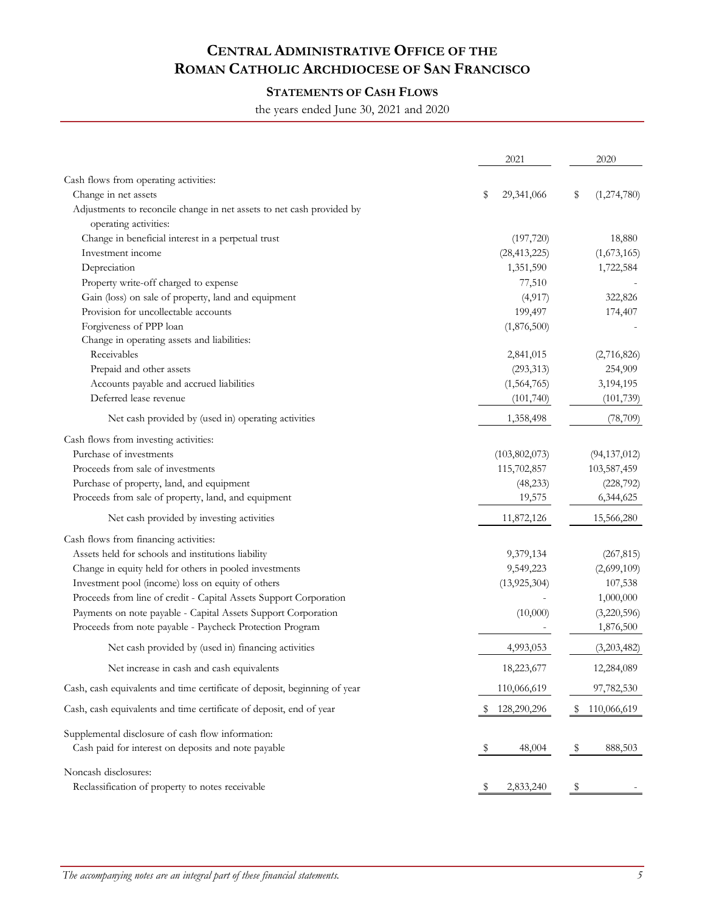# Central Administrative Office of the Roman Catholic Archdiocese of San Francisco

## Statements of Cash Flows

the years ended June 30, 2021 and 2020

| | 2021 | 2020 |
|---|---|---|
| Cash flows from operating activities: | | |
| Change in net assets | $ 29,341,066 | $ (1,274,780) |
| Adjustments to reconcile change in net assets to net cash provided by operating activities: | | |
| Change in beneficial interest in a perpetual trust | (197,720) | 18,880 |
| Investment income | (28,413,225) | (1,673,165) |
| Depreciation | 1,351,590 | 1,722,584 |
| Property write-off charged to expense | 77,510 | - |
| Gain (loss) on sale of property, land and equipment | (4,917) | 322,826 |
| Provision for uncollectable accounts | 199,497 | 174,407 |
| Forgiveness of PPP loan | (1,876,500) | - |
| Change in operating assets and liabilities: | | |
| Receivables | 2,841,015 | (2,716,826) |
| Prepaid and other assets | (293,313) | 254,909 |
| Accounts payable and accrued liabilities | (1,564,765) | 3,194,195 |
| Deferred lease revenue | (101,740) | (101,739) |
| Net cash provided by (used in) operating activities | 1,358,498 | (78,709) |
| Cash flows from investing activities: | | |
| Purchase of investments | (103,802,073) | (94,137,012) |
| Proceeds from sale of investments | 115,702,857 | 103,587,459 |
| Purchase of property, land, and equipment | (48,233) | (228,792) |
| Proceeds from sale of property, land, and equipment | 19,575 | 6,344,625 |
| Net cash provided by investing activities | 11,872,126 | 15,566,280 |
| Cash flows from financing activities: | | |
| Assets held for schools and institutions liability | 9,379,134 | (267,815) |
| Change in equity held for others in pooled investments | 9,549,223 | (2,699,109) |
| Investment pool (income) loss on equity of others | (13,925,304) | 107,538 |
| Proceeds from line of credit - Capital Assets Support Corporation | - | 1,000,000 |
| Payments on note payable - Capital Assets Support Corporation | (10,000) | (3,220,596) |
| Proceeds from note payable - Paycheck Protection Program | - | 1,876,500 |
| Net cash provided by (used in) financing activities | 4,993,053 | (3,203,482) |
| Net increase in cash and cash equivalents | 18,223,677 | 12,284,089 |
| Cash, cash equivalents and time certificate of deposit, beginning of year | 110,066,619 | 97,782,530 |
| Cash, cash equivalents and time certificate of deposit, end of year | $ 128,290,296 | $ 110,066,619 |
| Supplemental disclosure of cash flow information: | | |
| Cash paid for interest on deposits and note payable | $ 48,004 | $ 888,503 |
| Noncash disclosures: | | |
| Reclassification of property to notes receivable | $ 2,833,240 | $ - |

*The accompanying notes are an integral part of these financial statements.*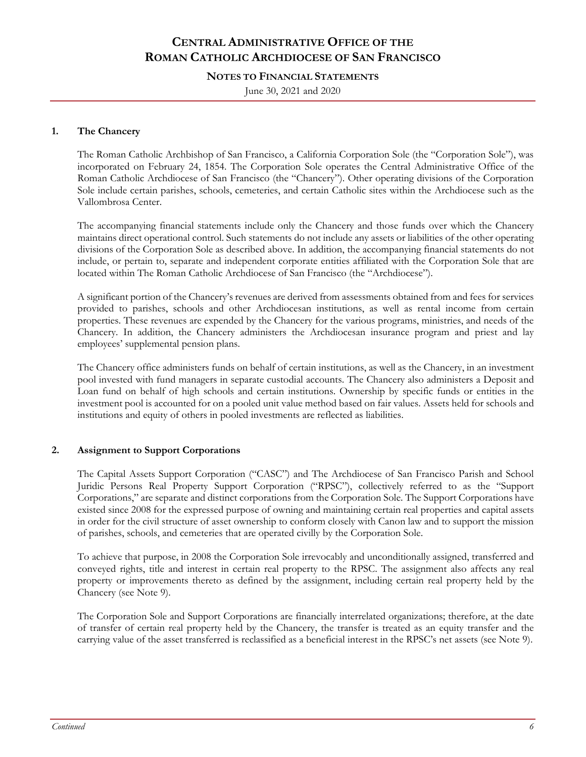# CENTRAL ADMINISTRATIVE OFFICE OF THE ROMAN CATHOLIC ARCHDIOCESE OF SAN FRANCISCO

## NOTES TO FINANCIAL STATEMENTS

June 30, 2021 and 2020

### 1. The Chancery

The Roman Catholic Archbishop of San Francisco, a California Corporation Sole (the "Corporation Sole"), was incorporated on February 24, 1854. The Corporation Sole operates the Central Administrative Office of the Roman Catholic Archdiocese of San Francisco (the "Chancery"). Other operating divisions of the Corporation Sole include certain parishes, schools, cemeteries, and certain Catholic sites within the Archdiocese such as the Vallombrosa Center.

The accompanying financial statements include only the Chancery and those funds over which the Chancery maintains direct operational control. Such statements do not include any assets or liabilities of the other operating divisions of the Corporation Sole as described above. In addition, the accompanying financial statements do not include, or pertain to, separate and independent corporate entities affiliated with the Corporation Sole that are located within The Roman Catholic Archdiocese of San Francisco (the "Archdiocese").

A significant portion of the Chancery's revenues are derived from assessments obtained from and fees for services provided to parishes, schools and other Archdiocesan institutions, as well as rental income from certain properties. These revenues are expended by the Chancery for the various programs, ministries, and needs of the Chancery. In addition, the Chancery administers the Archdiocesan insurance program and priest and lay employees' supplemental pension plans.

The Chancery office administers funds on behalf of certain institutions, as well as the Chancery, in an investment pool invested with fund managers in separate custodial accounts. The Chancery also administers a Deposit and Loan fund on behalf of high schools and certain institutions. Ownership by specific funds or entities in the investment pool is accounted for on a pooled unit value method based on fair values. Assets held for schools and institutions and equity of others in pooled investments are reflected as liabilities.

### 2. Assignment to Support Corporations

The Capital Assets Support Corporation ("CASC") and The Archdiocese of San Francisco Parish and School Juridic Persons Real Property Support Corporation ("RPSC"), collectively referred to as the "Support Corporations," are separate and distinct corporations from the Corporation Sole. The Support Corporations have existed since 2008 for the expressed purpose of owning and maintaining certain real properties and capital assets in order for the civil structure of asset ownership to conform closely with Canon law and to support the mission of parishes, schools, and cemeteries that are operated civilly by the Corporation Sole.

To achieve that purpose, in 2008 the Corporation Sole irrevocably and unconditionally assigned, transferred and conveyed rights, title and interest in certain real property to the RPSC. The assignment also affects any real property or improvements thereto as defined by the assignment, including certain real property held by the Chancery (see Note 9).

The Corporation Sole and Support Corporations are financially interrelated organizations; therefore, at the date of transfer of certain real property held by the Chancery, the transfer is treated as an equity transfer and the carrying value of the asset transferred is reclassified as a beneficial interest in the RPSC's net assets (see Note 9).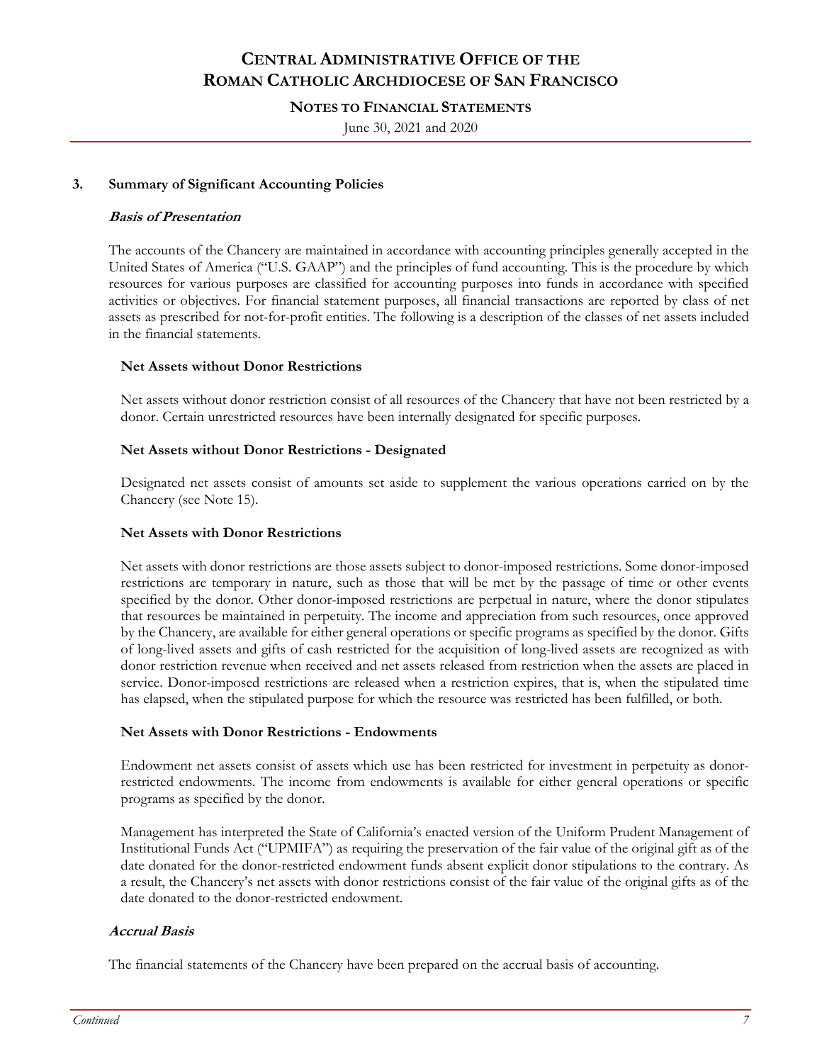## 3. Summary of Significant Accounting Policies

### *Basis of Presentation*

The accounts of the Chancery are maintained in accordance with accounting principles generally accepted in the United States of America ("U.S. GAAP") and the principles of fund accounting. This is the procedure by which resources for various purposes are classified for accounting purposes into funds in accordance with specified activities or objectives. For financial statement purposes, all financial transactions are reported by class of net assets as prescribed for not-for-profit entities. The following is a description of the classes of net assets included in the financial statements.

#### Net Assets without Donor Restrictions

Net assets without donor restriction consist of all resources of the Chancery that have not been restricted by a donor. Certain unrestricted resources have been internally designated for specific purposes.

#### Net Assets without Donor Restrictions - Designated

Designated net assets consist of amounts set aside to supplement the various operations carried on by the Chancery (see Note 15).

#### Net Assets with Donor Restrictions

Net assets with donor restrictions are those assets subject to donor-imposed restrictions. Some donor-imposed restrictions are temporary in nature, such as those that will be met by the passage of time or other events specified by the donor. Other donor-imposed restrictions are perpetual in nature, where the donor stipulates that resources be maintained in perpetuity. The income and appreciation from such resources, once approved by the Chancery, are available for either general operations or specific programs as specified by the donor. Gifts of long-lived assets and gifts of cash restricted for the acquisition of long-lived assets are recognized as with donor restriction revenue when received and net assets released from restriction when the assets are placed in service. Donor-imposed restrictions are released when a restriction expires, that is, when the stipulated time has elapsed, when the stipulated purpose for which the resource was restricted has been fulfilled, or both.

#### Net Assets with Donor Restrictions - Endowments

Endowment net assets consist of assets which use has been restricted for investment in perpetuity as donor-restricted endowments. The income from endowments is available for either general operations or specific programs as specified by the donor.

Management has interpreted the State of California's enacted version of the Uniform Prudent Management of Institutional Funds Act ("UPMIFA") as requiring the preservation of the fair value of the original gift as of the date donated for the donor-restricted endowment funds absent explicit donor stipulations to the contrary. As a result, the Chancery's net assets with donor restrictions consist of the fair value of the original gifts as of the date donated to the donor-restricted endowment.

### *Accrual Basis*

The financial statements of the Chancery have been prepared on the accrual basis of accounting.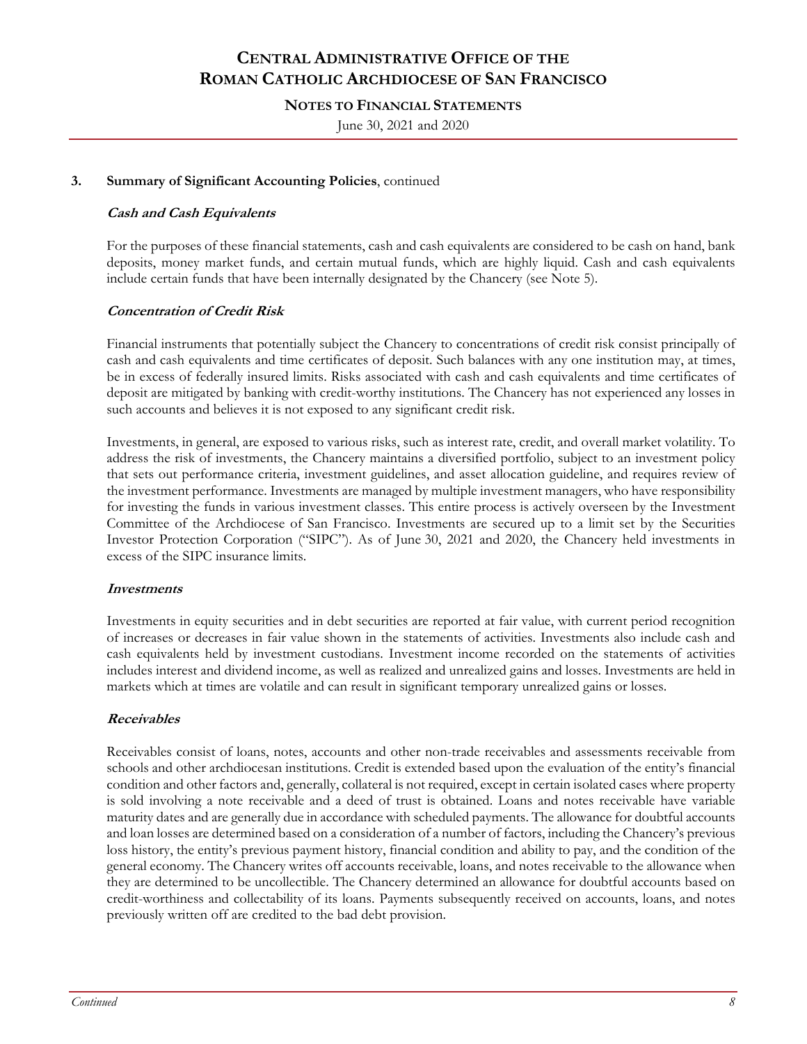### 3. Summary of Significant Accounting Policies, continued

***Cash and Cash Equivalents***

For the purposes of these financial statements, cash and cash equivalents are considered to be cash on hand, bank deposits, money market funds, and certain mutual funds, which are highly liquid. Cash and cash equivalents include certain funds that have been internally designated by the Chancery (see Note 5).

***Concentration of Credit Risk***

Financial instruments that potentially subject the Chancery to concentrations of credit risk consist principally of cash and cash equivalents and time certificates of deposit. Such balances with any one institution may, at times, be in excess of federally insured limits. Risks associated with cash and cash equivalents and time certificates of deposit are mitigated by banking with credit-worthy institutions. The Chancery has not experienced any losses in such accounts and believes it is not exposed to any significant credit risk.

Investments, in general, are exposed to various risks, such as interest rate, credit, and overall market volatility. To address the risk of investments, the Chancery maintains a diversified portfolio, subject to an investment policy that sets out performance criteria, investment guidelines, and asset allocation guideline, and requires review of the investment performance. Investments are managed by multiple investment managers, who have responsibility for investing the funds in various investment classes. This entire process is actively overseen by the Investment Committee of the Archdiocese of San Francisco. Investments are secured up to a limit set by the Securities Investor Protection Corporation ("SIPC"). As of June 30, 2021 and 2020, the Chancery held investments in excess of the SIPC insurance limits.

***Investments***

Investments in equity securities and in debt securities are reported at fair value, with current period recognition of increases or decreases in fair value shown in the statements of activities. Investments also include cash and cash equivalents held by investment custodians. Investment income recorded on the statements of activities includes interest and dividend income, as well as realized and unrealized gains and losses. Investments are held in markets which at times are volatile and can result in significant temporary unrealized gains or losses.

***Receivables***

Receivables consist of loans, notes, accounts and other non-trade receivables and assessments receivable from schools and other archdiocesan institutions. Credit is extended based upon the evaluation of the entity's financial condition and other factors and, generally, collateral is not required, except in certain isolated cases where property is sold involving a note receivable and a deed of trust is obtained. Loans and notes receivable have variable maturity dates and are generally due in accordance with scheduled payments. The allowance for doubtful accounts and loan losses are determined based on a consideration of a number of factors, including the Chancery's previous loss history, the entity's previous payment history, financial condition and ability to pay, and the condition of the general economy. The Chancery writes off accounts receivable, loans, and notes receivable to the allowance when they are determined to be uncollectible. The Chancery determined an allowance for doubtful accounts based on credit-worthiness and collectability of its loans. Payments subsequently received on accounts, loans, and notes previously written off are credited to the bad debt provision.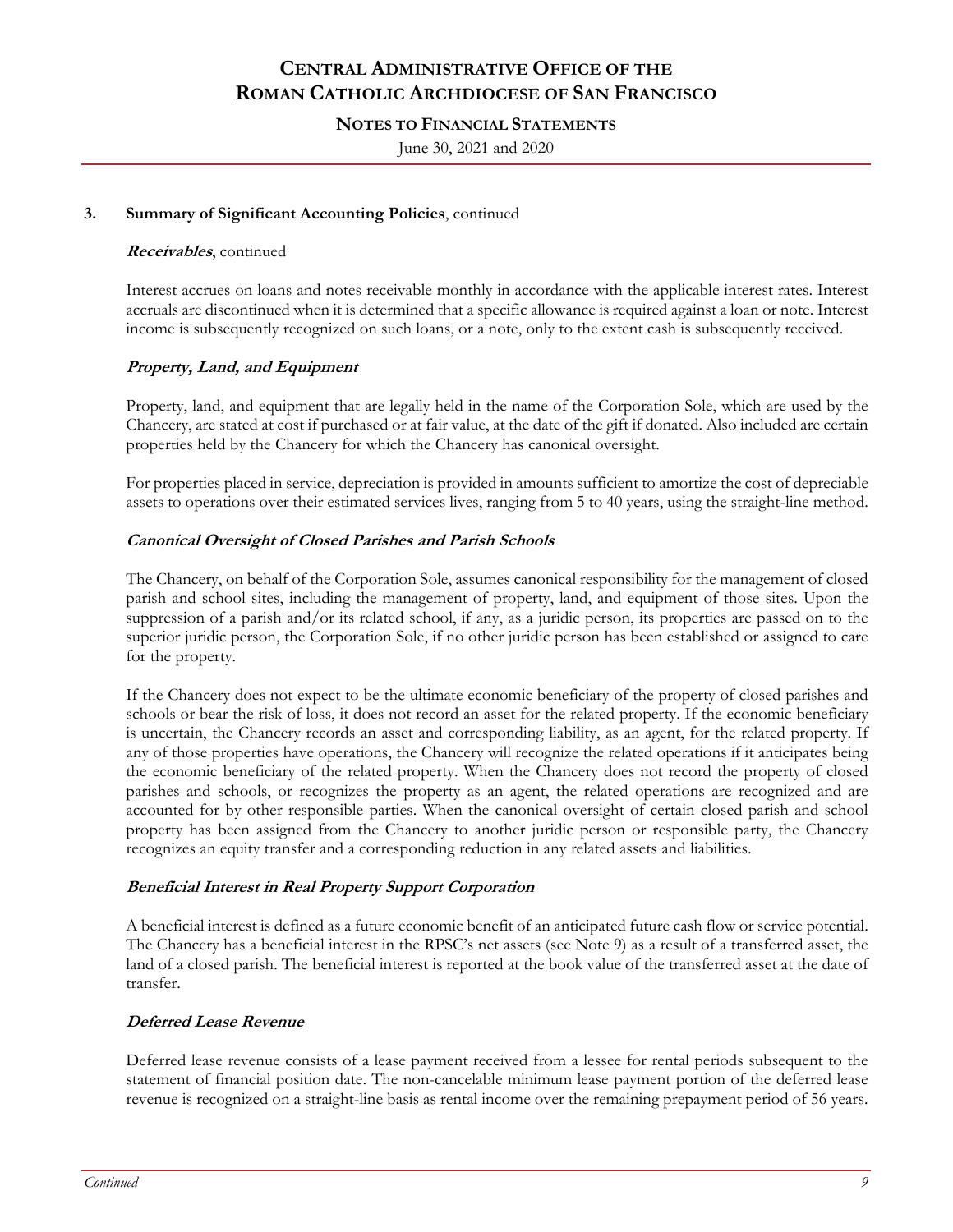### 3. Summary of Significant Accounting Policies, continued

***Receivables***, continued

Interest accrues on loans and notes receivable monthly in accordance with the applicable interest rates. Interest accruals are discontinued when it is determined that a specific allowance is required against a loan or note. Interest income is subsequently recognized on such loans, or a note, only to the extent cash is subsequently received.

***Property, Land, and Equipment***

Property, land, and equipment that are legally held in the name of the Corporation Sole, which are used by the Chancery, are stated at cost if purchased or at fair value, at the date of the gift if donated. Also included are certain properties held by the Chancery for which the Chancery has canonical oversight.

For properties placed in service, depreciation is provided in amounts sufficient to amortize the cost of depreciable assets to operations over their estimated services lives, ranging from 5 to 40 years, using the straight-line method.

***Canonical Oversight of Closed Parishes and Parish Schools***

The Chancery, on behalf of the Corporation Sole, assumes canonical responsibility for the management of closed parish and school sites, including the management of property, land, and equipment of those sites. Upon the suppression of a parish and/or its related school, if any, as a juridic person, its properties are passed on to the superior juridic person, the Corporation Sole, if no other juridic person has been established or assigned to care for the property.

If the Chancery does not expect to be the ultimate economic beneficiary of the property of closed parishes and schools or bear the risk of loss, it does not record an asset for the related property. If the economic beneficiary is uncertain, the Chancery records an asset and corresponding liability, as an agent, for the related property. If any of those properties have operations, the Chancery will recognize the related operations if it anticipates being the economic beneficiary of the related property. When the Chancery does not record the property of closed parishes and schools, or recognizes the property as an agent, the related operations are recognized and are accounted for by other responsible parties. When the canonical oversight of certain closed parish and school property has been assigned from the Chancery to another juridic person or responsible party, the Chancery recognizes an equity transfer and a corresponding reduction in any related assets and liabilities.

***Beneficial Interest in Real Property Support Corporation***

A beneficial interest is defined as a future economic benefit of an anticipated future cash flow or service potential. The Chancery has a beneficial interest in the RPSC's net assets (see Note 9) as a result of a transferred asset, the land of a closed parish. The beneficial interest is reported at the book value of the transferred asset at the date of transfer.

***Deferred Lease Revenue***

Deferred lease revenue consists of a lease payment received from a lessee for rental periods subsequent to the statement of financial position date. The non-cancelable minimum lease payment portion of the deferred lease revenue is recognized on a straight-line basis as rental income over the remaining prepayment period of 56 years.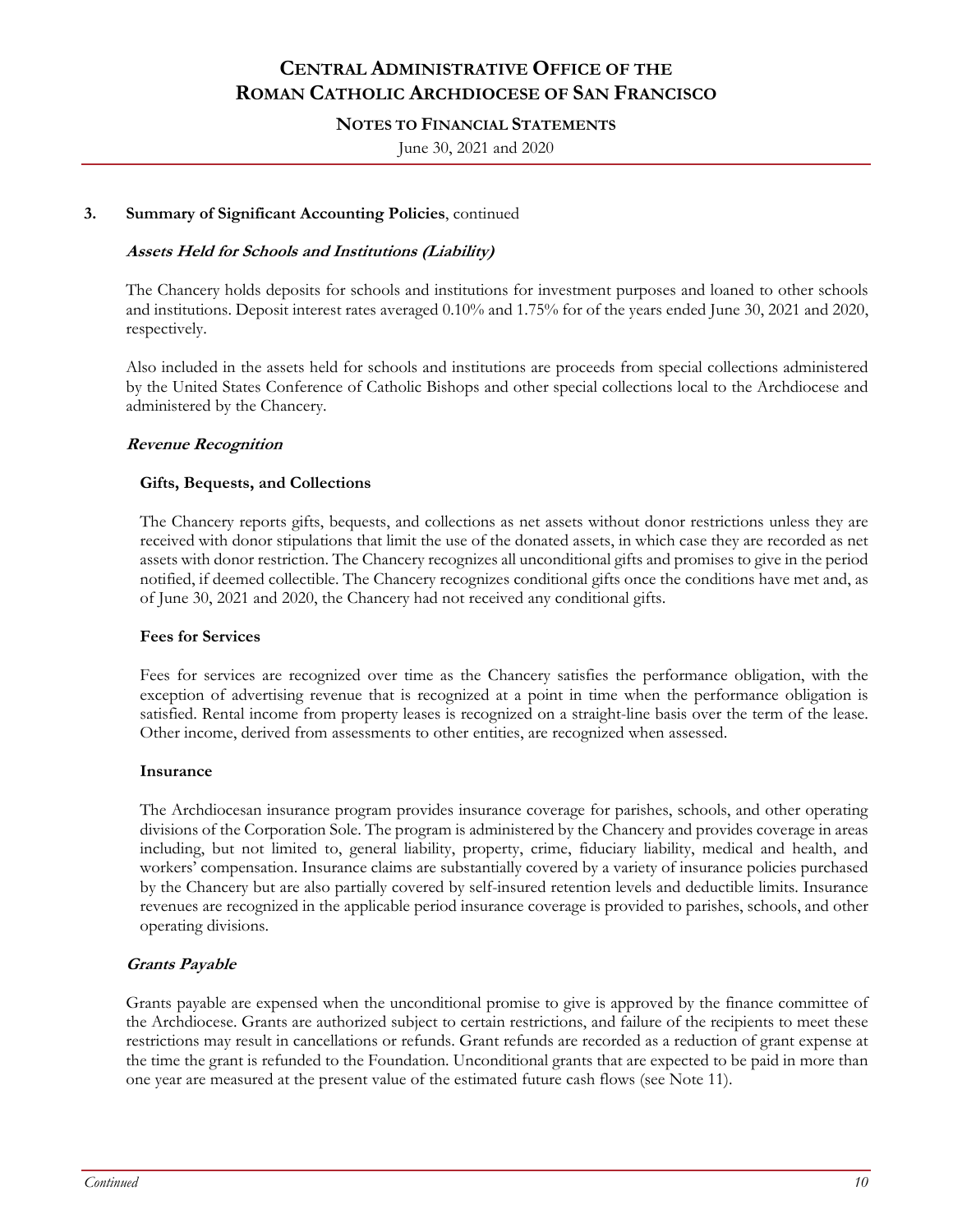### 3. Summary of Significant Accounting Policies, continued

***Assets Held for Schools and Institutions (Liability)***

The Chancery holds deposits for schools and institutions for investment purposes and loaned to other schools and institutions. Deposit interest rates averaged 0.10% and 1.75% for of the years ended June 30, 2021 and 2020, respectively.

Also included in the assets held for schools and institutions are proceeds from special collections administered by the United States Conference of Catholic Bishops and other special collections local to the Archdiocese and administered by the Chancery.

***Revenue Recognition***

**Gifts, Bequests, and Collections**

The Chancery reports gifts, bequests, and collections as net assets without donor restrictions unless they are received with donor stipulations that limit the use of the donated assets, in which case they are recorded as net assets with donor restriction. The Chancery recognizes all unconditional gifts and promises to give in the period notified, if deemed collectible. The Chancery recognizes conditional gifts once the conditions have met and, as of June 30, 2021 and 2020, the Chancery had not received any conditional gifts.

**Fees for Services**

Fees for services are recognized over time as the Chancery satisfies the performance obligation, with the exception of advertising revenue that is recognized at a point in time when the performance obligation is satisfied. Rental income from property leases is recognized on a straight-line basis over the term of the lease. Other income, derived from assessments to other entities, are recognized when assessed.

**Insurance**

The Archdiocesan insurance program provides insurance coverage for parishes, schools, and other operating divisions of the Corporation Sole. The program is administered by the Chancery and provides coverage in areas including, but not limited to, general liability, property, crime, fiduciary liability, medical and health, and workers' compensation. Insurance claims are substantially covered by a variety of insurance policies purchased by the Chancery but are also partially covered by self-insured retention levels and deductible limits. Insurance revenues are recognized in the applicable period insurance coverage is provided to parishes, schools, and other operating divisions.

***Grants Payable***

Grants payable are expensed when the unconditional promise to give is approved by the finance committee of the Archdiocese. Grants are authorized subject to certain restrictions, and failure of the recipients to meet these restrictions may result in cancellations or refunds. Grant refunds are recorded as a reduction of grant expense at the time the grant is refunded to the Foundation. Unconditional grants that are expected to be paid in more than one year are measured at the present value of the estimated future cash flows (see Note 11).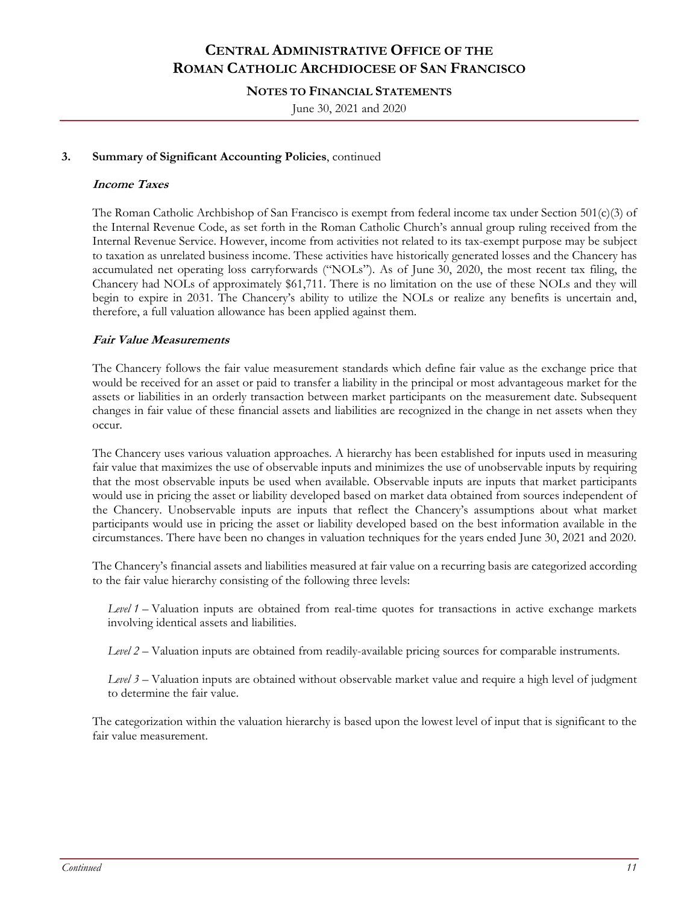### 3. Summary of Significant Accounting Policies, continued

***Income Taxes***

The Roman Catholic Archbishop of San Francisco is exempt from federal income tax under Section 501(c)(3) of the Internal Revenue Code, as set forth in the Roman Catholic Church's annual group ruling received from the Internal Revenue Service. However, income from activities not related to its tax-exempt purpose may be subject to taxation as unrelated business income. These activities have historically generated losses and the Chancery has accumulated net operating loss carryforwards ("NOLs"). As of June 30, 2020, the most recent tax filing, the Chancery had NOLs of approximately $61,711. There is no limitation on the use of these NOLs and they will begin to expire in 2031. The Chancery's ability to utilize the NOLs or realize any benefits is uncertain and, therefore, a full valuation allowance has been applied against them.

***Fair Value Measurements***

The Chancery follows the fair value measurement standards which define fair value as the exchange price that would be received for an asset or paid to transfer a liability in the principal or most advantageous market for the assets or liabilities in an orderly transaction between market participants on the measurement date. Subsequent changes in fair value of these financial assets and liabilities are recognized in the change in net assets when they occur.

The Chancery uses various valuation approaches. A hierarchy has been established for inputs used in measuring fair value that maximizes the use of observable inputs and minimizes the use of unobservable inputs by requiring that the most observable inputs be used when available. Observable inputs are inputs that market participants would use in pricing the asset or liability developed based on market data obtained from sources independent of the Chancery. Unobservable inputs are inputs that reflect the Chancery's assumptions about what market participants would use in pricing the asset or liability developed based on the best information available in the circumstances. There have been no changes in valuation techniques for the years ended June 30, 2021 and 2020.

The Chancery's financial assets and liabilities measured at fair value on a recurring basis are categorized according to the fair value hierarchy consisting of the following three levels:

*Level 1* – Valuation inputs are obtained from real-time quotes for transactions in active exchange markets involving identical assets and liabilities.

*Level 2* – Valuation inputs are obtained from readily-available pricing sources for comparable instruments.

*Level 3* – Valuation inputs are obtained without observable market value and require a high level of judgment to determine the fair value.

The categorization within the valuation hierarchy is based upon the lowest level of input that is significant to the fair value measurement.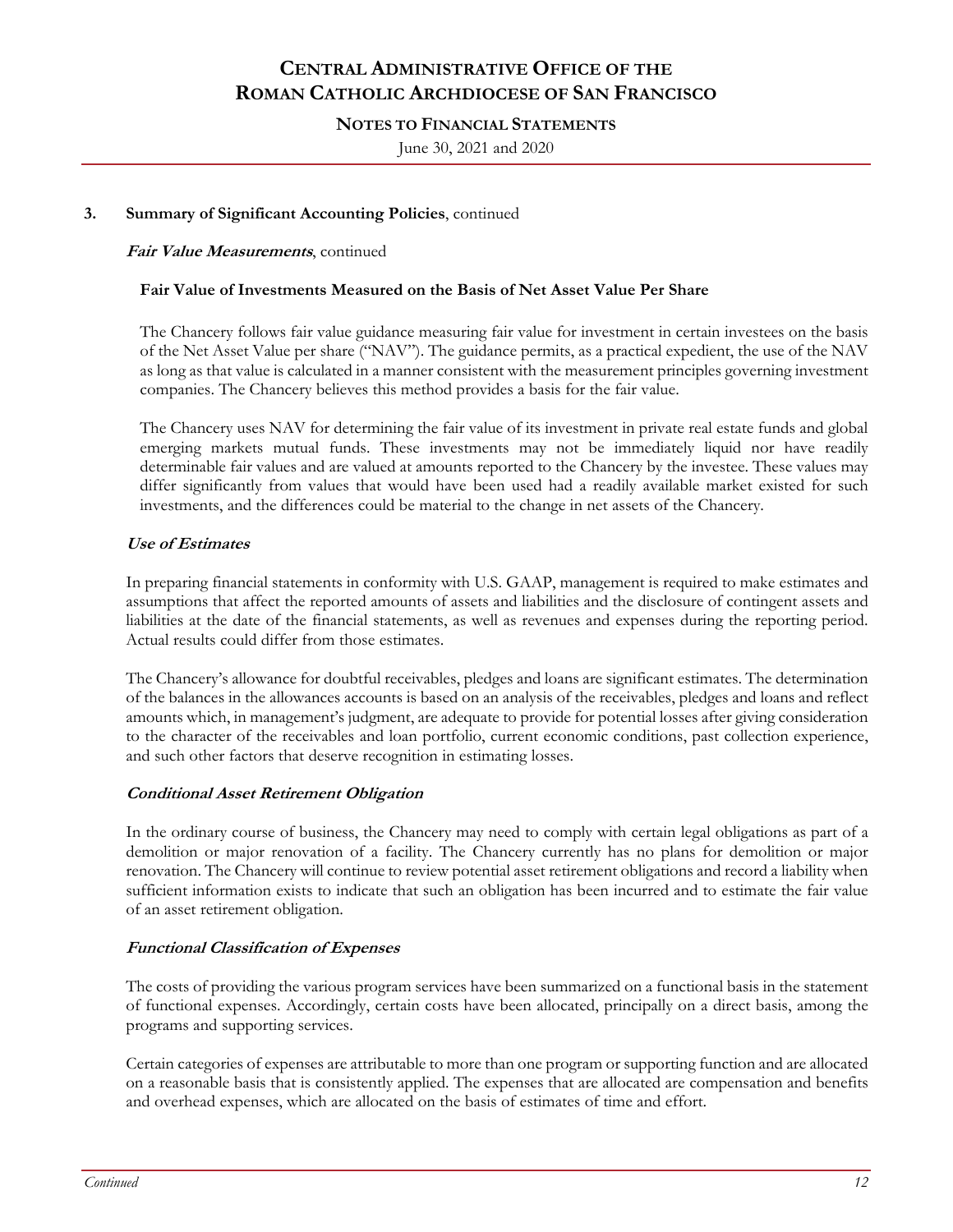### 3. Summary of Significant Accounting Policies, continued

***Fair Value Measurements***, continued

**Fair Value of Investments Measured on the Basis of Net Asset Value Per Share**

The Chancery follows fair value guidance measuring fair value for investment in certain investees on the basis of the Net Asset Value per share ("NAV"). The guidance permits, as a practical expedient, the use of the NAV as long as that value is calculated in a manner consistent with the measurement principles governing investment companies. The Chancery believes this method provides a basis for the fair value.

The Chancery uses NAV for determining the fair value of its investment in private real estate funds and global emerging markets mutual funds. These investments may not be immediately liquid nor have readily determinable fair values and are valued at amounts reported to the Chancery by the investee. These values may differ significantly from values that would have been used had a readily available market existed for such investments, and the differences could be material to the change in net assets of the Chancery.

***Use of Estimates***

In preparing financial statements in conformity with U.S. GAAP, management is required to make estimates and assumptions that affect the reported amounts of assets and liabilities and the disclosure of contingent assets and liabilities at the date of the financial statements, as well as revenues and expenses during the reporting period. Actual results could differ from those estimates.

The Chancery's allowance for doubtful receivables, pledges and loans are significant estimates. The determination of the balances in the allowances accounts is based on an analysis of the receivables, pledges and loans and reflect amounts which, in management's judgment, are adequate to provide for potential losses after giving consideration to the character of the receivables and loan portfolio, current economic conditions, past collection experience, and such other factors that deserve recognition in estimating losses.

***Conditional Asset Retirement Obligation***

In the ordinary course of business, the Chancery may need to comply with certain legal obligations as part of a demolition or major renovation of a facility. The Chancery currently has no plans for demolition or major renovation. The Chancery will continue to review potential asset retirement obligations and record a liability when sufficient information exists to indicate that such an obligation has been incurred and to estimate the fair value of an asset retirement obligation.

***Functional Classification of Expenses***

The costs of providing the various program services have been summarized on a functional basis in the statement of functional expenses. Accordingly, certain costs have been allocated, principally on a direct basis, among the programs and supporting services.

Certain categories of expenses are attributable to more than one program or supporting function and are allocated on a reasonable basis that is consistently applied. The expenses that are allocated are compensation and benefits and overhead expenses, which are allocated on the basis of estimates of time and effort.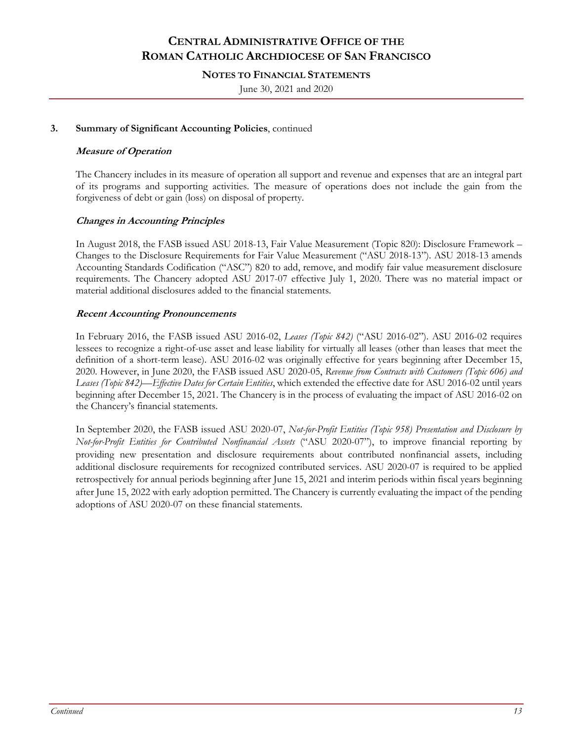### 3. **Summary of Significant Accounting Policies**, continued

***Measure of Operation***

The Chancery includes in its measure of operation all support and revenue and expenses that are an integral part of its programs and supporting activities. The measure of operations does not include the gain from the forgiveness of debt or gain (loss) on disposal of property.

***Changes in Accounting Principles***

In August 2018, the FASB issued ASU 2018-13, Fair Value Measurement (Topic 820): Disclosure Framework – Changes to the Disclosure Requirements for Fair Value Measurement ("ASU 2018-13"). ASU 2018-13 amends Accounting Standards Codification ("ASC") 820 to add, remove, and modify fair value measurement disclosure requirements. The Chancery adopted ASU 2017-07 effective July 1, 2020. There was no material impact or material additional disclosures added to the financial statements.

***Recent Accounting Pronouncements***

In February 2016, the FASB issued ASU 2016-02, *Leases (Topic 842)* ("ASU 2016-02"). ASU 2016-02 requires lessees to recognize a right-of-use asset and lease liability for virtually all leases (other than leases that meet the definition of a short-term lease). ASU 2016-02 was originally effective for years beginning after December 15, 2020. However, in June 2020, the FASB issued ASU 2020-05, *Revenue from Contracts with Customers (Topic 606) and Leases (Topic 842)—Effective Dates for Certain Entities*, which extended the effective date for ASU 2016-02 until years beginning after December 15, 2021. The Chancery is in the process of evaluating the impact of ASU 2016-02 on the Chancery's financial statements.

In September 2020, the FASB issued ASU 2020-07, *Not-for-Profit Entities (Topic 958) Presentation and Disclosure by Not-for-Profit Entities for Contributed Nonfinancial Assets* ("ASU 2020-07"), to improve financial reporting by providing new presentation and disclosure requirements about contributed nonfinancial assets, including additional disclosure requirements for recognized contributed services. ASU 2020-07 is required to be applied retrospectively for annual periods beginning after June 15, 2021 and interim periods within fiscal years beginning after June 15, 2022 with early adoption permitted. The Chancery is currently evaluating the impact of the pending adoptions of ASU 2020-07 on these financial statements.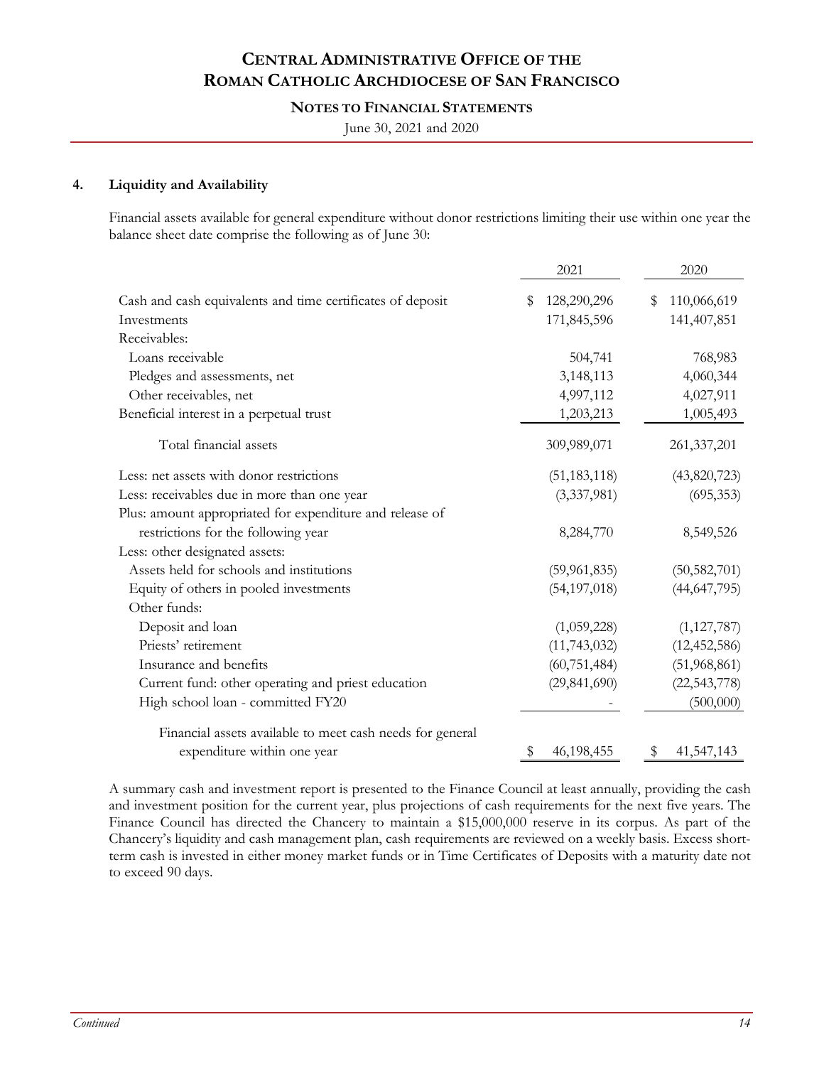## 4. Liquidity and Availability

Financial assets available for general expenditure without donor restrictions limiting their use within one year the balance sheet date comprise the following as of June 30:

| | 2021 | 2020 |
|---|---|---|
| Cash and cash equivalents and time certificates of deposit | $ 128,290,296 | $ 110,066,619 |
| Investments | 171,845,596 | 141,407,851 |
| Receivables: | | |
| Loans receivable | 504,741 | 768,983 |
| Pledges and assessments, net | 3,148,113 | 4,060,344 |
| Other receivables, net | 4,997,112 | 4,027,911 |
| Beneficial interest in a perpetual trust | 1,203,213 | 1,005,493 |
| Total financial assets | 309,989,071 | 261,337,201 |
| Less: net assets with donor restrictions | (51,183,118) | (43,820,723) |
| Less: receivables due in more than one year | (3,337,981) | (695,353) |
| Plus: amount appropriated for expenditure and release of restrictions for the following year | 8,284,770 | 8,549,526 |
| Less: other designated assets: | | |
| Assets held for schools and institutions | (59,961,835) | (50,582,701) |
| Equity of others in pooled investments | (54,197,018) | (44,647,795) |
| Other funds: | | |
| Deposit and loan | (1,059,228) | (1,127,787) |
| Priests' retirement | (11,743,032) | (12,452,586) |
| Insurance and benefits | (60,751,484) | (51,968,861) |
| Current fund: other operating and priest education | (29,841,690) | (22,543,778) |
| High school loan - committed FY20 | - | (500,000) |
| Financial assets available to meet cash needs for general expenditure within one year | $ 46,198,455 | $ 41,547,143 |

A summary cash and investment report is presented to the Finance Council at least annually, providing the cash and investment position for the current year, plus projections of cash requirements for the next five years. The Finance Council has directed the Chancery to maintain a $15,000,000 reserve in its corpus. As part of the Chancery's liquidity and cash management plan, cash requirements are reviewed on a weekly basis. Excess short-term cash is invested in either money market funds or in Time Certificates of Deposits with a maturity date not to exceed 90 days.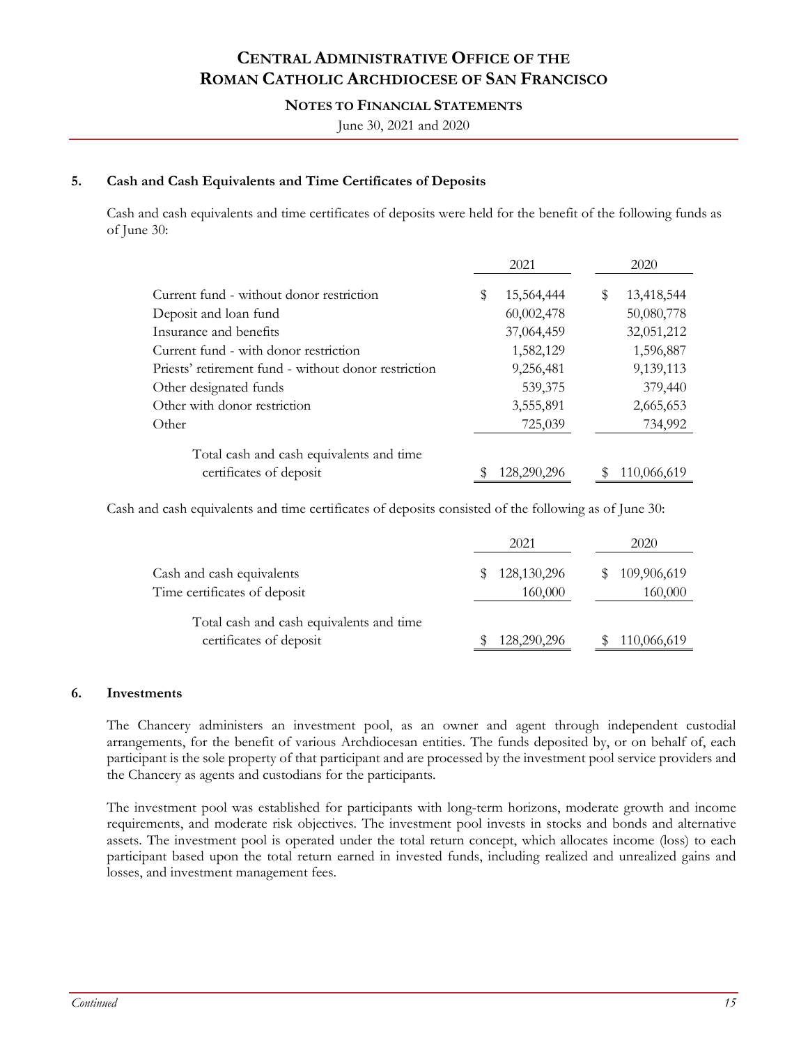## 5. Cash and Cash Equivalents and Time Certificates of Deposits

Cash and cash equivalents and time certificates of deposits were held for the benefit of the following funds as of June 30:

| | 2021 | 2020 |
|---|---|---|
| Current fund - without donor restriction | $ 15,564,444 | $ 13,418,544 |
| Deposit and loan fund | 60,002,478 | 50,080,778 |
| Insurance and benefits | 37,064,459 | 32,051,212 |
| Current fund - with donor restriction | 1,582,129 | 1,596,887 |
| Priests' retirement fund - without donor restriction | 9,256,481 | 9,139,113 |
| Other designated funds | 539,375 | 379,440 |
| Other with donor restriction | 3,555,891 | 2,665,653 |
| Other | 725,039 | 734,992 |
| Total cash and cash equivalents and time certificates of deposit | $ 128,290,296 | $ 110,066,619 |

Cash and cash equivalents and time certificates of deposits consisted of the following as of June 30:

| | 2021 | 2020 |
|---|---|---|
| Cash and cash equivalents | $ 128,130,296 | $ 109,906,619 |
| Time certificates of deposit | 160,000 | 160,000 |
| Total cash and cash equivalents and time certificates of deposit | $ 128,290,296 | $ 110,066,619 |

## 6. Investments

The Chancery administers an investment pool, as an owner and agent through independent custodial arrangements, for the benefit of various Archdiocesan entities. The funds deposited by, or on behalf of, each participant is the sole property of that participant and are processed by the investment pool service providers and the Chancery as agents and custodians for the participants.

The investment pool was established for participants with long-term horizons, moderate growth and income requirements, and moderate risk objectives. The investment pool invests in stocks and bonds and alternative assets. The investment pool is operated under the total return concept, which allocates income (loss) to each participant based upon the total return earned in invested funds, including realized and unrealized gains and losses, and investment management fees.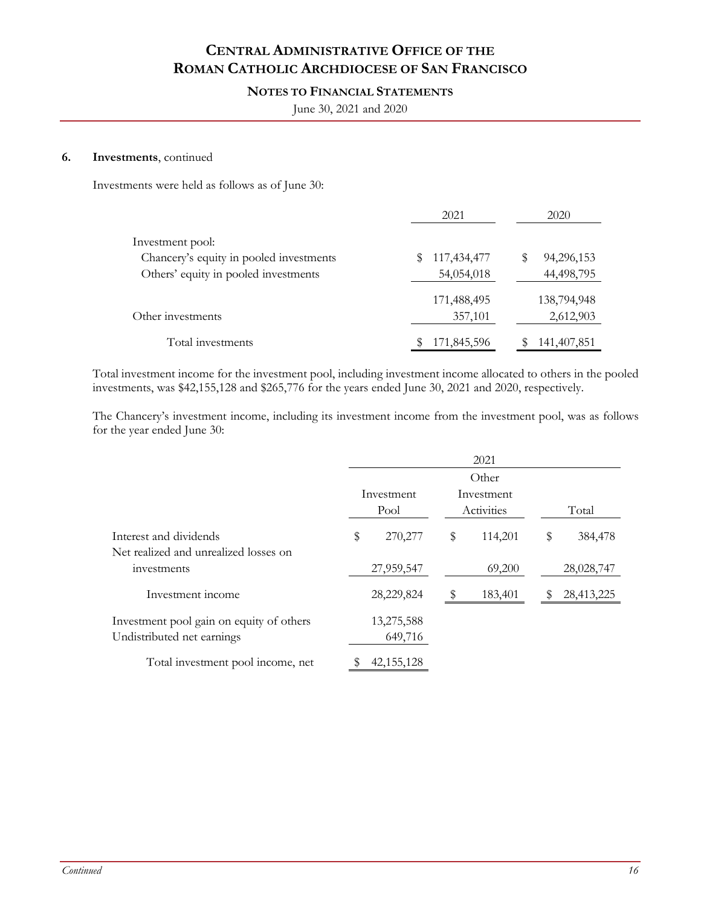**6. Investments**, continued

Investments were held as follows as of June 30:

| | 2021 | 2020 |
|---|---|---|
| Investment pool: | | |
| Chancery's equity in pooled investments | $ 117,434,477 | $ 94,296,153 |
| Others' equity in pooled investments | 54,054,018 | 44,498,795 |
| | 171,488,495 | 138,794,948 |
| Other investments | 357,101 | 2,612,903 |
| Total investments | $ 171,845,596 | $ 141,407,851 |

Total investment income for the investment pool, including investment income allocated to others in the pooled investments, was $42,155,128 and $265,776 for the years ended June 30, 2021 and 2020, respectively.

The Chancery's investment income, including its investment income from the investment pool, was as follows for the year ended June 30:

| | 2021 | | |
|---|---|---|---|
| | Investment Pool | Other Investment Activities | Total |
| Interest and dividends | $ 270,277 | $ 114,201 | $ 384,478 |
| Net realized and unrealized losses on investments | 27,959,547 | 69,200 | 28,028,747 |
| Investment income | 28,229,824 | $ 183,401 | $ 28,413,225 |
| Investment pool gain on equity of others | 13,275,588 | | |
| Undistributed net earnings | 649,716 | | |
| Total investment pool income, net | $ 42,155,128 | | |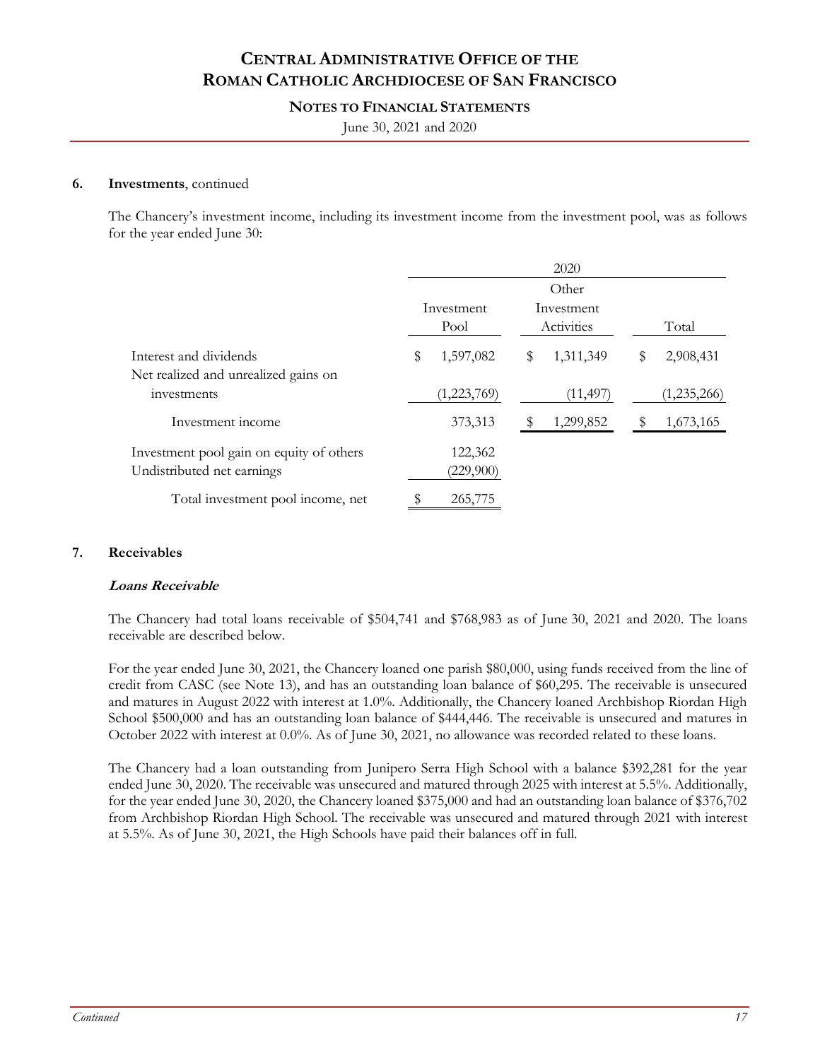### 6. Investments, continued

The Chancery's investment income, including its investment income from the investment pool, was as follows for the year ended June 30:

| | 2020 | | |
|---|---|---|---|
| | Investment Pool | Other Investment Activities | Total |
| Interest and dividends | $ 1,597,082 | $ 1,311,349 | $ 2,908,431 |
| Net realized and unrealized gains on investments | (1,223,769) | (11,497) | (1,235,266) |
| Investment income | 373,313 | $ 1,299,852 | $ 1,673,165 |
| Investment pool gain on equity of others | 122,362 | | |
| Undistributed net earnings | (229,900) | | |
| Total investment pool income, net | $ 265,775 | | |

### 7. Receivables

***Loans Receivable***

The Chancery had total loans receivable of $504,741 and $768,983 as of June 30, 2021 and 2020. The loans receivable are described below.

For the year ended June 30, 2021, the Chancery loaned one parish $80,000, using funds received from the line of credit from CASC (see Note 13), and has an outstanding loan balance of $60,295. The receivable is unsecured and matures in August 2022 with interest at 1.0%. Additionally, the Chancery loaned Archbishop Riordan High School $500,000 and has an outstanding loan balance of $444,446. The receivable is unsecured and matures in October 2022 with interest at 0.0%. As of June 30, 2021, no allowance was recorded related to these loans.

The Chancery had a loan outstanding from Junipero Serra High School with a balance $392,281 for the year ended June 30, 2020. The receivable was unsecured and matured through 2025 with interest at 5.5%. Additionally, for the year ended June 30, 2020, the Chancery loaned $375,000 and had an outstanding loan balance of $376,702 from Archbishop Riordan High School. The receivable was unsecured and matured through 2021 with interest at 5.5%. As of June 30, 2021, the High Schools have paid their balances off in full.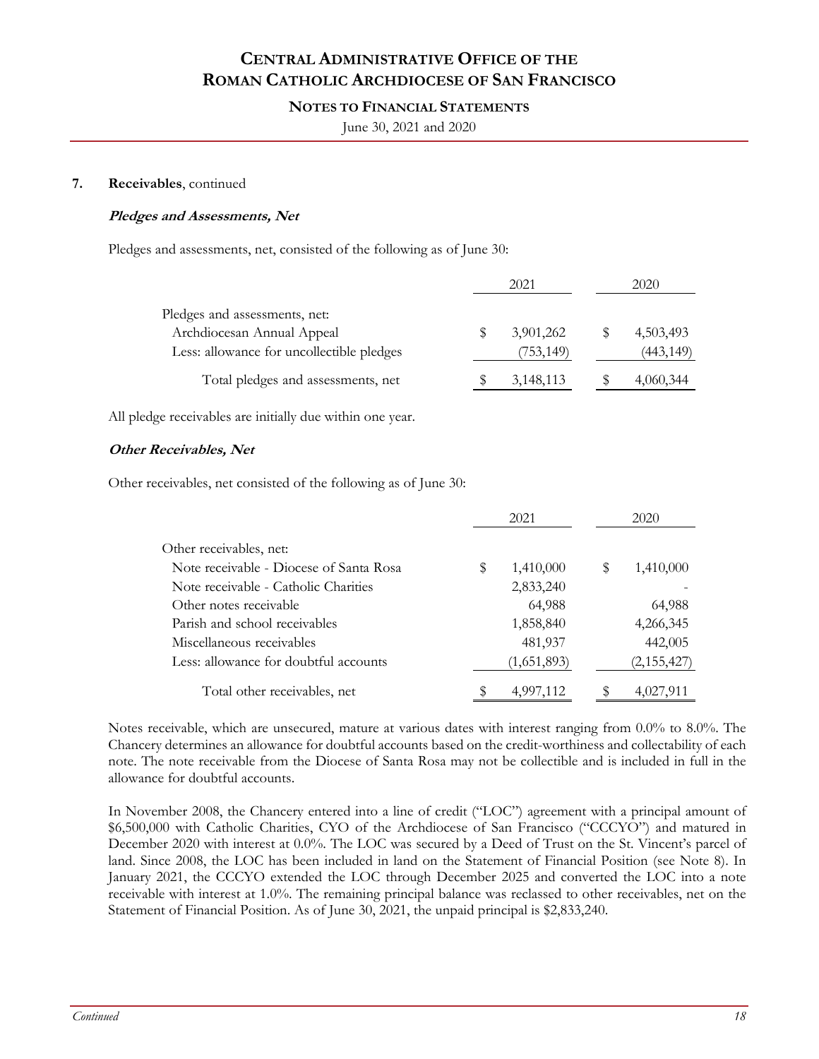## 7. **Receivables**, continued

### ***Pledges and Assessments, Net***

Pledges and assessments, net, consisted of the following as of June 30:

| | 2021 | 2020 |
|---|---|---|
| Pledges and assessments, net: | | |
| Archdiocesan Annual Appeal | $ 3,901,262 | $ 4,503,493 |
| Less: allowance for uncollectible pledges | (753,149) | (443,149) |
| Total pledges and assessments, net | $ 3,148,113 | $ 4,060,344 |

All pledge receivables are initially due within one year.

### ***Other Receivables, Net***

Other receivables, net consisted of the following as of June 30:

| | 2021 | 2020 |
|---|---|---|
| Other receivables, net: | | |
| Note receivable - Diocese of Santa Rosa | $ 1,410,000 | $ 1,410,000 |
| Note receivable - Catholic Charities | 2,833,240 | - |
| Other notes receivable | 64,988 | 64,988 |
| Parish and school receivables | 1,858,840 | 4,266,345 |
| Miscellaneous receivables | 481,937 | 442,005 |
| Less: allowance for doubtful accounts | (1,651,893) | (2,155,427) |
| Total other receivables, net | $ 4,997,112 | $ 4,027,911 |

Notes receivable, which are unsecured, mature at various dates with interest ranging from 0.0% to 8.0%. The Chancery determines an allowance for doubtful accounts based on the credit-worthiness and collectability of each note. The note receivable from the Diocese of Santa Rosa may not be collectible and is included in full in the allowance for doubtful accounts.

In November 2008, the Chancery entered into a line of credit ("LOC") agreement with a principal amount of $6,500,000 with Catholic Charities, CYO of the Archdiocese of San Francisco ("CCCYO") and matured in December 2020 with interest at 0.0%. The LOC was secured by a Deed of Trust on the St. Vincent's parcel of land. Since 2008, the LOC has been included in land on the Statement of Financial Position (see Note 8). In January 2021, the CCCYO extended the LOC through December 2025 and converted the LOC into a note receivable with interest at 1.0%. The remaining principal balance was reclassed to other receivables, net on the Statement of Financial Position. As of June 30, 2021, the unpaid principal is $2,833,240.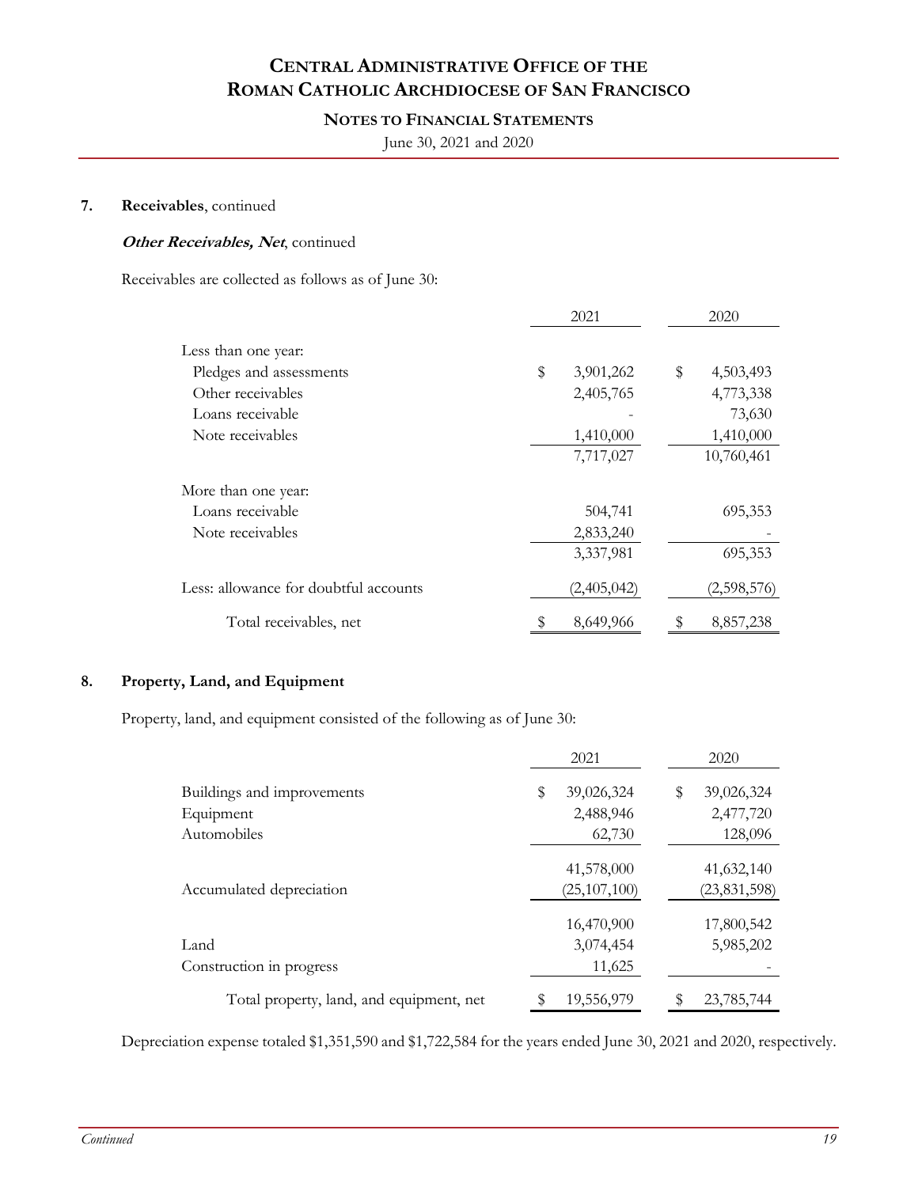### 7. Receivables, continued

***Other Receivables, Net***, continued

Receivables are collected as follows as of June 30:

| | 2021 | 2020 |
|---|---|---|
| Less than one year: | | |
| Pledges and assessments | $ 3,901,262 | $ 4,503,493 |
| Other receivables | 2,405,765 | 4,773,338 |
| Loans receivable | - | 73,630 |
| Note receivables | 1,410,000 | 1,410,000 |
| | 7,717,027 | 10,760,461 |
| More than one year: | | |
| Loans receivable | 504,741 | 695,353 |
| Note receivables | 2,833,240 | - |
| | 3,337,981 | 695,353 |
| Less: allowance for doubtful accounts | (2,405,042) | (2,598,576) |
| Total receivables, net | $ 8,649,966 | $ 8,857,238 |

### 8. Property, Land, and Equipment

Property, land, and equipment consisted of the following as of June 30:

| | 2021 | 2020 |
|---|---|---|
| Buildings and improvements | $ 39,026,324 | $ 39,026,324 |
| Equipment | 2,488,946 | 2,477,720 |
| Automobiles | 62,730 | 128,096 |
| | 41,578,000 | 41,632,140 |
| Accumulated depreciation | (25,107,100) | (23,831,598) |
| | 16,470,900 | 17,800,542 |
| Land | 3,074,454 | 5,985,202 |
| Construction in progress | 11,625 | - |
| Total property, land, and equipment, net | $ 19,556,979 | $ 23,785,744 |

Depreciation expense totaled $1,351,590 and $1,722,584 for the years ended June 30, 2021 and 2020, respectively.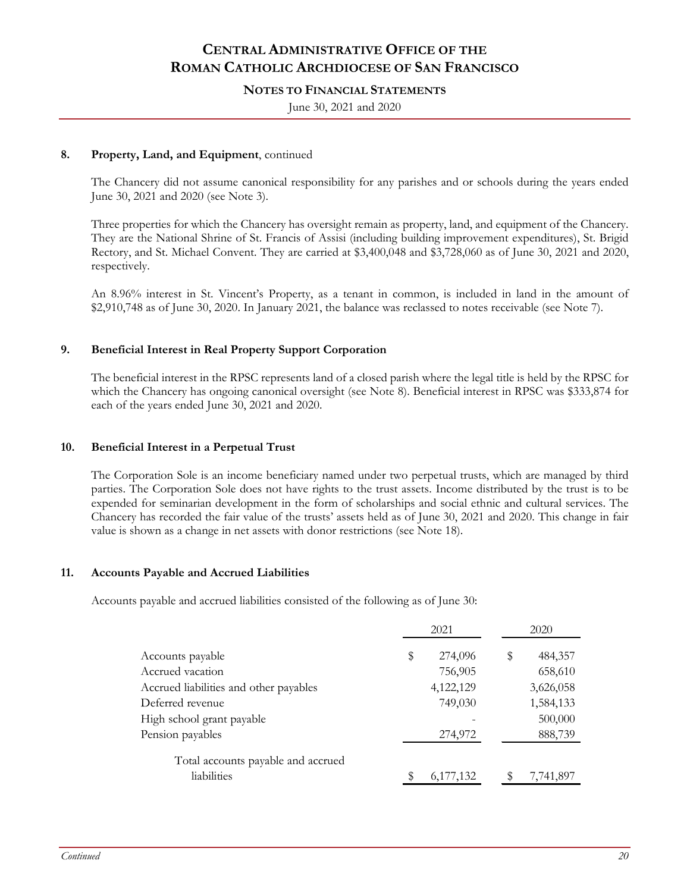**8. Property, Land, and Equipment**, continued

The Chancery did not assume canonical responsibility for any parishes and or schools during the years ended June 30, 2021 and 2020 (see Note 3).

Three properties for which the Chancery has oversight remain as property, land, and equipment of the Chancery. They are the National Shrine of St. Francis of Assisi (including building improvement expenditures), St. Brigid Rectory, and St. Michael Convent. They are carried at $3,400,048 and $3,728,060 as of June 30, 2021 and 2020, respectively.

An 8.96% interest in St. Vincent's Property, as a tenant in common, is included in land in the amount of $2,910,748 as of June 30, 2020. In January 2021, the balance was reclassed to notes receivable (see Note 7).

**9. Beneficial Interest in Real Property Support Corporation**

The beneficial interest in the RPSC represents land of a closed parish where the legal title is held by the RPSC for which the Chancery has ongoing canonical oversight (see Note 8). Beneficial interest in RPSC was $333,874 for each of the years ended June 30, 2021 and 2020.

**10. Beneficial Interest in a Perpetual Trust**

The Corporation Sole is an income beneficiary named under two perpetual trusts, which are managed by third parties. The Corporation Sole does not have rights to the trust assets. Income distributed by the trust is to be expended for seminarian development in the form of scholarships and social ethnic and cultural services. The Chancery has recorded the fair value of the trusts' assets held as of June 30, 2021 and 2020. This change in fair value is shown as a change in net assets with donor restrictions (see Note 18).

**11. Accounts Payable and Accrued Liabilities**

Accounts payable and accrued liabilities consisted of the following as of June 30:

| | 2021 | 2020 |
|---|---|---|
| Accounts payable | $ 274,096 | $ 484,357 |
| Accrued vacation | 756,905 | 658,610 |
| Accrued liabilities and other payables | 4,122,129 | 3,626,058 |
| Deferred revenue | 749,030 | 1,584,133 |
| High school grant payable | - | 500,000 |
| Pension payables | 274,972 | 888,739 |
| Total accounts payable and accrued liabilities | $ 6,177,132 | $ 7,741,897 |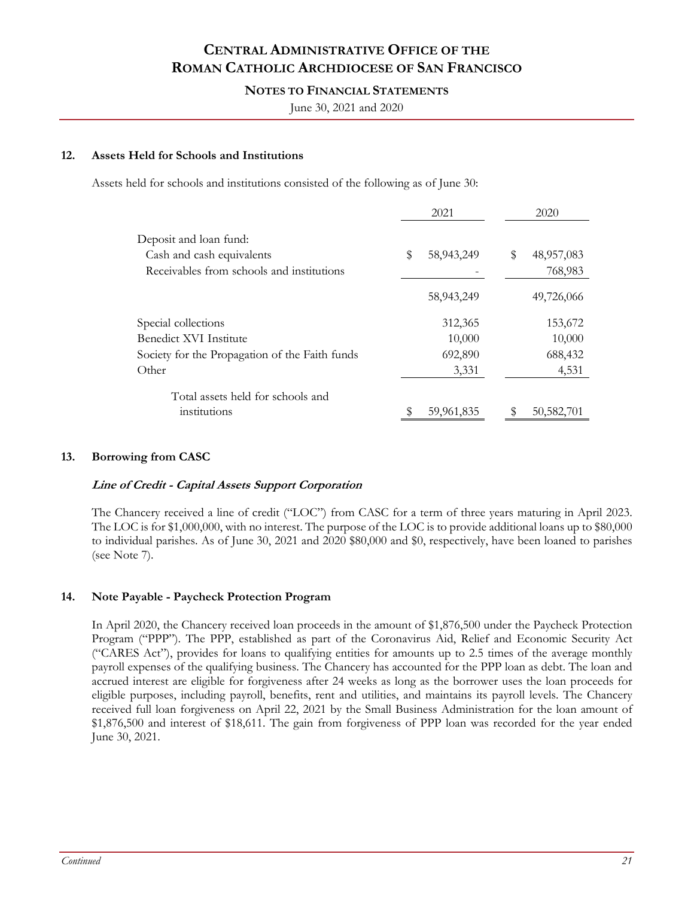## 12. Assets Held for Schools and Institutions

Assets held for schools and institutions consisted of the following as of June 30:

| | 2021 | 2020 |
|---|---|---|
| Deposit and loan fund: | | |
| Cash and cash equivalents | $ 58,943,249 | $ 48,957,083 |
| Receivables from schools and institutions | - | 768,983 |
| | 58,943,249 | 49,726,066 |
| Special collections | 312,365 | 153,672 |
| Benedict XVI Institute | 10,000 | 10,000 |
| Society for the Propagation of the Faith funds | 692,890 | 688,432 |
| Other | 3,331 | 4,531 |
| Total assets held for schools and institutions | $ 59,961,835 | $ 50,582,701 |

## 13. Borrowing from CASC

***Line of Credit - Capital Assets Support Corporation***

The Chancery received a line of credit ("LOC") from CASC for a term of three years maturing in April 2023. The LOC is for $1,000,000, with no interest. The purpose of the LOC is to provide additional loans up to $80,000 to individual parishes. As of June 30, 2021 and 2020 $80,000 and $0, respectively, have been loaned to parishes (see Note 7).

## 14. Note Payable - Paycheck Protection Program

In April 2020, the Chancery received loan proceeds in the amount of $1,876,500 under the Paycheck Protection Program ("PPP"). The PPP, established as part of the Coronavirus Aid, Relief and Economic Security Act ("CARES Act"), provides for loans to qualifying entities for amounts up to 2.5 times of the average monthly payroll expenses of the qualifying business. The Chancery has accounted for the PPP loan as debt. The loan and accrued interest are eligible for forgiveness after 24 weeks as long as the borrower uses the loan proceeds for eligible purposes, including payroll, benefits, rent and utilities, and maintains its payroll levels. The Chancery received full loan forgiveness on April 22, 2021 by the Small Business Administration for the loan amount of $1,876,500 and interest of $18,611. The gain from forgiveness of PPP loan was recorded for the year ended June 30, 2021.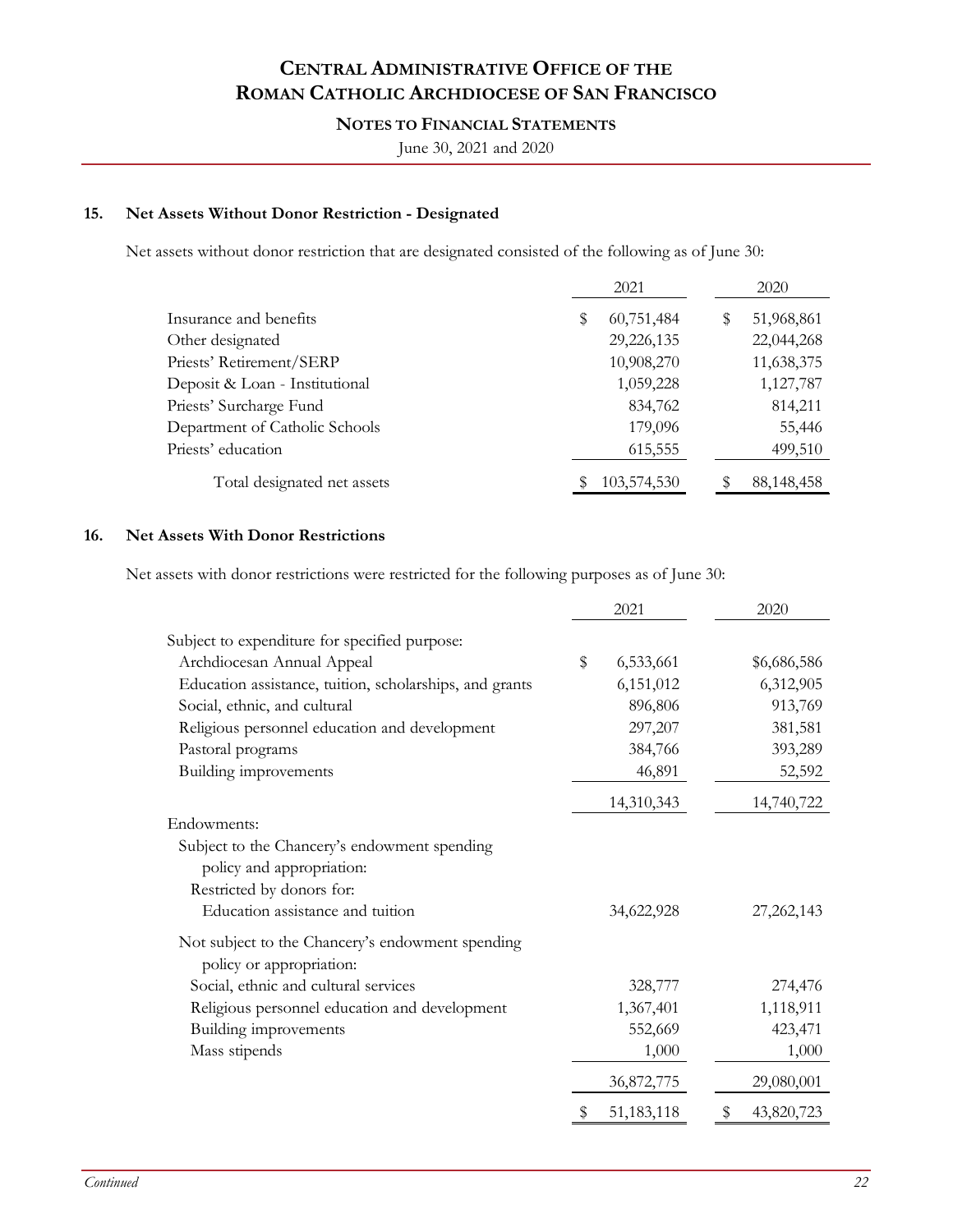## 15. Net Assets Without Donor Restriction - Designated

Net assets without donor restriction that are designated consisted of the following as of June 30:

| | 2021 | 2020 |
|---|---|---|
| Insurance and benefits | $ 60,751,484 | $ 51,968,861 |
| Other designated | 29,226,135 | 22,044,268 |
| Priests' Retirement/SERP | 10,908,270 | 11,638,375 |
| Deposit & Loan - Institutional | 1,059,228 | 1,127,787 |
| Priests' Surcharge Fund | 834,762 | 814,211 |
| Department of Catholic Schools | 179,096 | 55,446 |
| Priests' education | 615,555 | 499,510 |
| Total designated net assets | $ 103,574,530 | $ 88,148,458 |

## 16. Net Assets With Donor Restrictions

Net assets with donor restrictions were restricted for the following purposes as of June 30:

| | 2021 | 2020 |
|---|---|---|
| Subject to expenditure for specified purpose: | | |
| Archdiocesan Annual Appeal | $ 6,533,661 | $6,686,586 |
| Education assistance, tuition, scholarships, and grants | 6,151,012 | 6,312,905 |
| Social, ethnic, and cultural | 896,806 | 913,769 |
| Religious personnel education and development | 297,207 | 381,581 |
| Pastoral programs | 384,766 | 393,289 |
| Building improvements | 46,891 | 52,592 |
| | 14,310,343 | 14,740,722 |
| Endowments: | | |
| Subject to the Chancery's endowment spending policy and appropriation: | | |
| Restricted by donors for: | | |
| Education assistance and tuition | 34,622,928 | 27,262,143 |
| Not subject to the Chancery's endowment spending policy or appropriation: | | |
| Social, ethnic and cultural services | 328,777 | 274,476 |
| Religious personnel education and development | 1,367,401 | 1,118,911 |
| Building improvements | 552,669 | 423,471 |
| Mass stipends | 1,000 | 1,000 |
| | 36,872,775 | 29,080,001 |
| | $ 51,183,118 | $ 43,820,723 |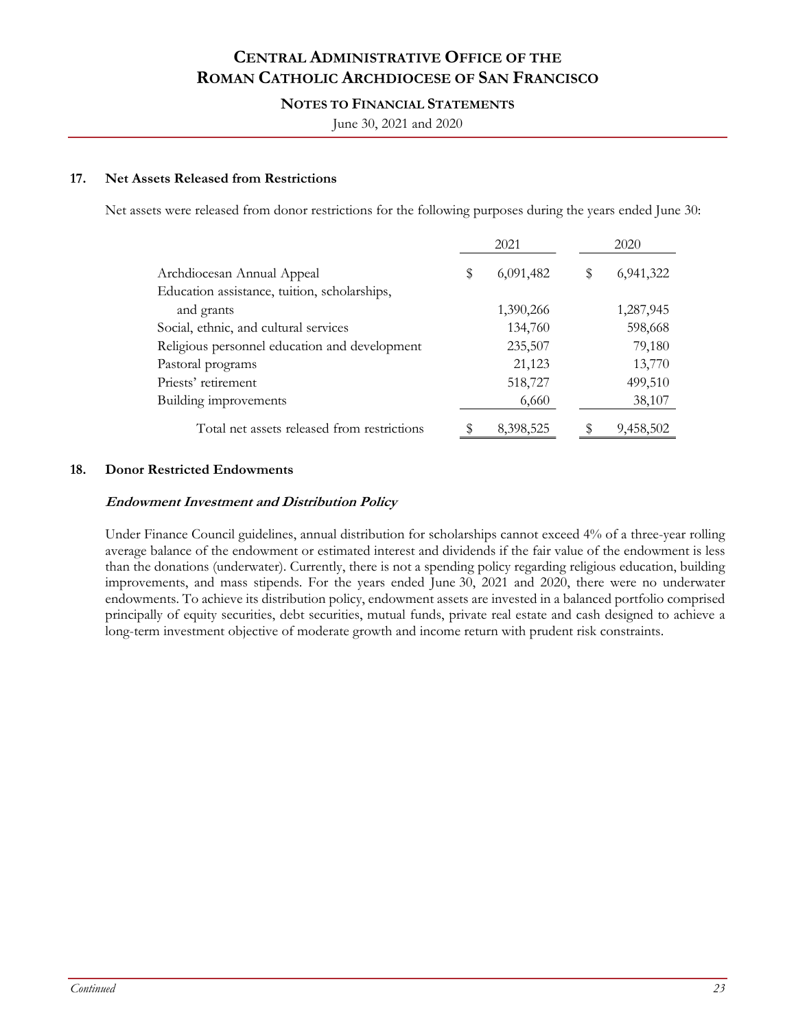## 17. Net Assets Released from Restrictions

Net assets were released from donor restrictions for the following purposes during the years ended June 30:

| | 2021 | 2020 |
|---|---|---|
| Archdiocesan Annual Appeal | $ 6,091,482 | $ 6,941,322 |
| Education assistance, tuition, scholarships, and grants | 1,390,266 | 1,287,945 |
| Social, ethnic, and cultural services | 134,760 | 598,668 |
| Religious personnel education and development | 235,507 | 79,180 |
| Pastoral programs | 21,123 | 13,770 |
| Priests' retirement | 518,727 | 499,510 |
| Building improvements | 6,660 | 38,107 |
| Total net assets released from restrictions | $ 8,398,525 | $ 9,458,502 |

## 18. Donor Restricted Endowments

### *Endowment Investment and Distribution Policy*

Under Finance Council guidelines, annual distribution for scholarships cannot exceed 4% of a three-year rolling average balance of the endowment or estimated interest and dividends if the fair value of the endowment is less than the donations (underwater). Currently, there is not a spending policy regarding religious education, building improvements, and mass stipends. For the years ended June 30, 2021 and 2020, there were no underwater endowments. To achieve its distribution policy, endowment assets are invested in a balanced portfolio comprised principally of equity securities, debt securities, mutual funds, private real estate and cash designed to achieve a long-term investment objective of moderate growth and income return with prudent risk constraints.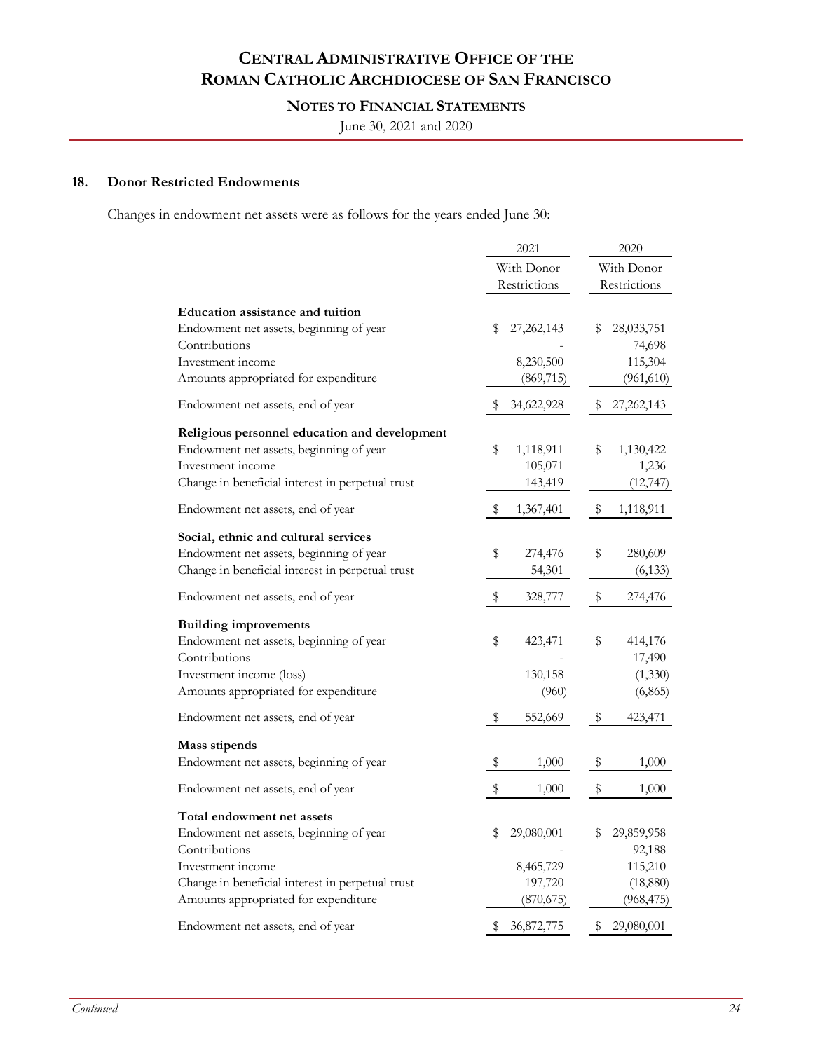## 18. Donor Restricted Endowments

Changes in endowment net assets were as follows for the years ended June 30:

| | 2021 | 2020 |
|---|---|---|
| | With Donor Restrictions | With Donor Restrictions |
| **Education assistance and tuition** | | |
| Endowment net assets, beginning of year | $ 27,262,143 | $ 28,033,751 |
| Contributions | - | 74,698 |
| Investment income | 8,230,500 | 115,304 |
| Amounts appropriated for expenditure | (869,715) | (961,610) |
| Endowment net assets, end of year | $ 34,622,928 | $ 27,262,143 |
| **Religious personnel education and development** | | |
| Endowment net assets, beginning of year | $ 1,118,911 | $ 1,130,422 |
| Investment income | 105,071 | 1,236 |
| Change in beneficial interest in perpetual trust | 143,419 | (12,747) |
| Endowment net assets, end of year | $ 1,367,401 | $ 1,118,911 |
| **Social, ethnic and cultural services** | | |
| Endowment net assets, beginning of year | $ 274,476 | $ 280,609 |
| Change in beneficial interest in perpetual trust | 54,301 | (6,133) |
| Endowment net assets, end of year | $ 328,777 | $ 274,476 |
| **Building improvements** | | |
| Endowment net assets, beginning of year | $ 423,471 | $ 414,176 |
| Contributions | - | 17,490 |
| Investment income (loss) | 130,158 | (1,330) |
| Amounts appropriated for expenditure | (960) | (6,865) |
| Endowment net assets, end of year | $ 552,669 | $ 423,471 |
| **Mass stipends** | | |
| Endowment net assets, beginning of year | $ 1,000 | $ 1,000 |
| Endowment net assets, end of year | $ 1,000 | $ 1,000 |
| **Total endowment net assets** | | |
| Endowment net assets, beginning of year | $ 29,080,001 | $ 29,859,958 |
| Contributions | - | 92,188 |
| Investment income | 8,465,729 | 115,210 |
| Change in beneficial interest in perpetual trust | 197,720 | (18,880) |
| Amounts appropriated for expenditure | (870,675) | (968,475) |
| Endowment net assets, end of year | $ 36,872,775 | $ 29,080,001 |

*Continued*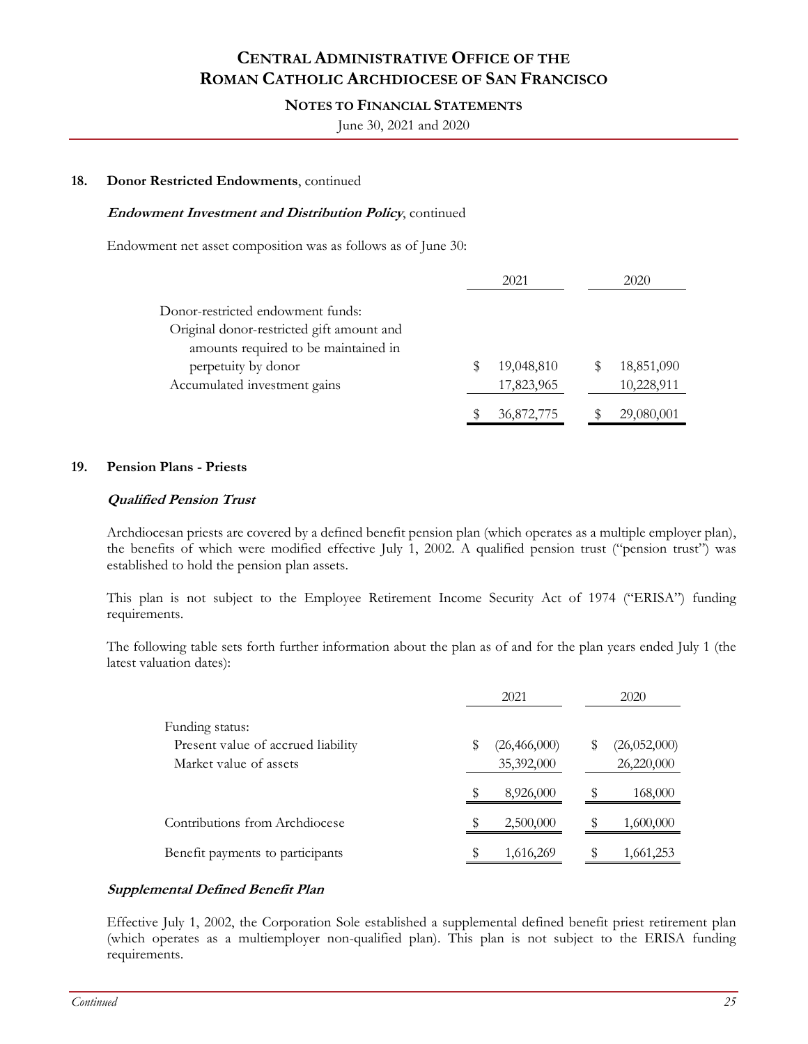**18. Donor Restricted Endowments**, continued

***Endowment Investment and Distribution Policy***, continued

Endowment net asset composition was as follows as of June 30:

| | 2021 | 2020 |
|---|---|---|
| Donor-restricted endowment funds: | | |
| Original donor-restricted gift amount and amounts required to be maintained in perpetuity by donor | $ 19,048,810 | $ 18,851,090 |
| Accumulated investment gains | 17,823,965 | 10,228,911 |
| | $ 36,872,775 | $ 29,080,001 |

**19. Pension Plans - Priests**

***Qualified Pension Trust***

Archdiocesan priests are covered by a defined benefit pension plan (which operates as a multiple employer plan), the benefits of which were modified effective July 1, 2002. A qualified pension trust ("pension trust") was established to hold the pension plan assets.

This plan is not subject to the Employee Retirement Income Security Act of 1974 ("ERISA") funding requirements.

The following table sets forth further information about the plan as of and for the plan years ended July 1 (the latest valuation dates):

| | 2021 | 2020 |
|---|---|---|
| Funding status: | | |
| Present value of accrued liability | $ (26,466,000) | $ (26,052,000) |
| Market value of assets | 35,392,000 | 26,220,000 |
| | $ 8,926,000 | $ 168,000 |
| Contributions from Archdiocese | $ 2,500,000 | $ 1,600,000 |
| Benefit payments to participants | $ 1,616,269 | $ 1,661,253 |

***Supplemental Defined Benefit Plan***

Effective July 1, 2002, the Corporation Sole established a supplemental defined benefit priest retirement plan (which operates as a multiemployer non-qualified plan). This plan is not subject to the ERISA funding requirements.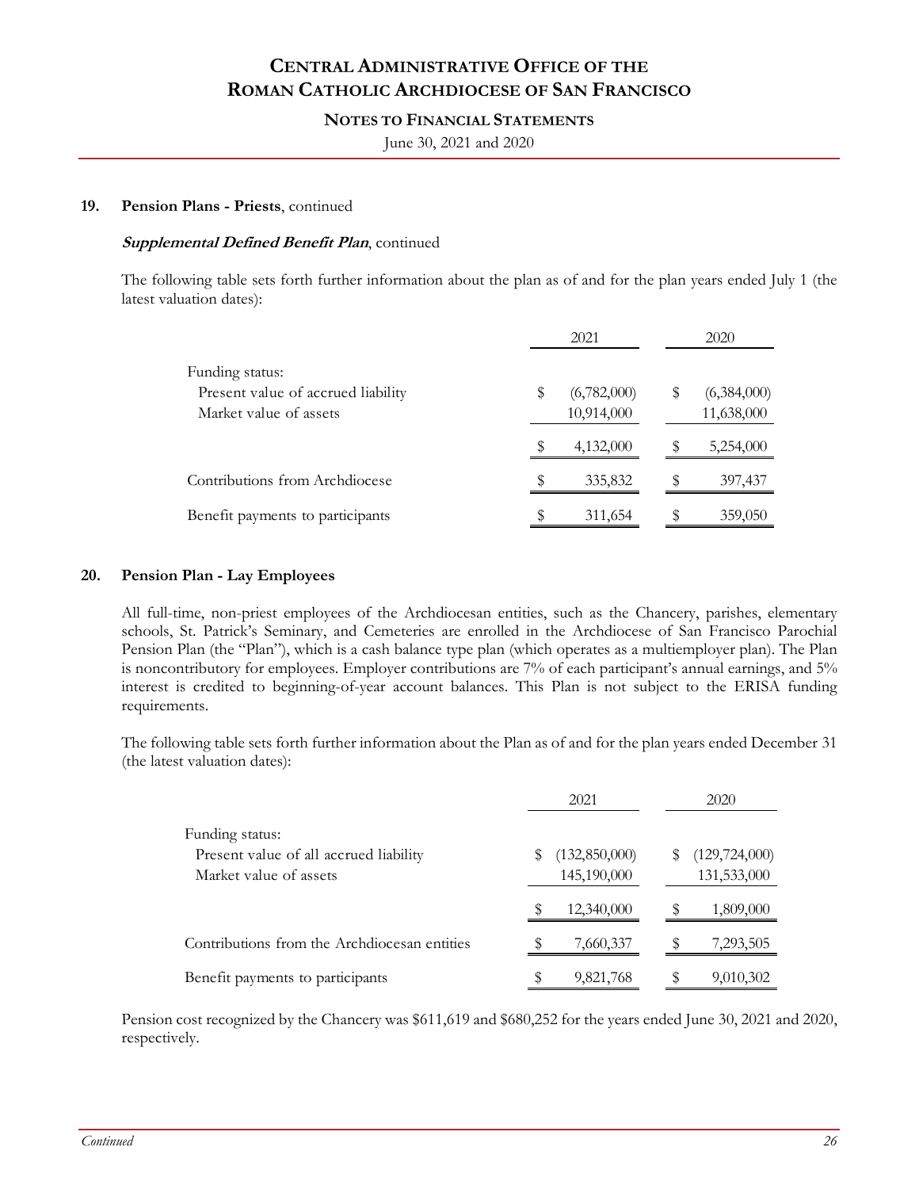## 19. Pension Plans - Priests, continued

***Supplemental Defined Benefit Plan***, continued

The following table sets forth further information about the plan as of and for the plan years ended July 1 (the latest valuation dates):

| | 2021 | 2020 |
|---|---|---|
| Funding status: | | |
| Present value of accrued liability | $ (6,782,000) | $ (6,384,000) |
| Market value of assets | 10,914,000 | 11,638,000 |
| | $ 4,132,000 | $ 5,254,000 |
| Contributions from Archdiocese | $ 335,832 | $ 397,437 |
| Benefit payments to participants | $ 311,654 | $ 359,050 |

## 20. Pension Plan - Lay Employees

All full-time, non-priest employees of the Archdiocesan entities, such as the Chancery, parishes, elementary schools, St. Patrick's Seminary, and Cemeteries are enrolled in the Archdiocese of San Francisco Parochial Pension Plan (the "Plan"), which is a cash balance type plan (which operates as a multiemployer plan). The Plan is noncontributory for employees. Employer contributions are 7% of each participant's annual earnings, and 5% interest is credited to beginning-of-year account balances. This Plan is not subject to the ERISA funding requirements.

The following table sets forth further information about the Plan as of and for the plan years ended December 31 (the latest valuation dates):

| | 2021 | 2020 |
|---|---|---|
| Funding status: | | |
| Present value of all accrued liability | $ (132,850,000) | $ (129,724,000) |
| Market value of assets | 145,190,000 | 131,533,000 |
| | $ 12,340,000 | $ 1,809,000 |
| Contributions from the Archdiocesan entities | $ 7,660,337 | $ 7,293,505 |
| Benefit payments to participants | $ 9,821,768 | $ 9,010,302 |

Pension cost recognized by the Chancery was $611,619 and $680,252 for the years ended June 30, 2021 and 2020, respectively.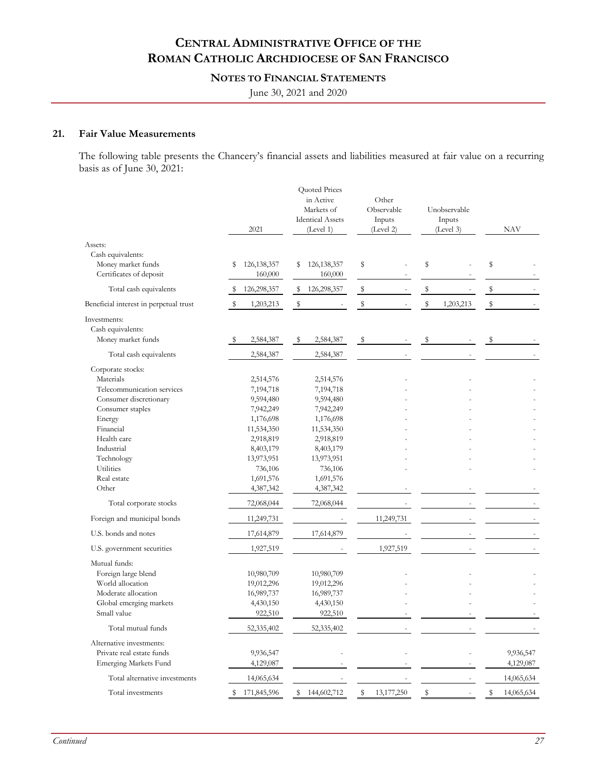## 21. Fair Value Measurements

The following table presents the Chancery's financial assets and liabilities measured at fair value on a recurring basis as of June 30, 2021:

| | 2021 | Quoted Prices in Active Markets of Identical Assets (Level 1) | Other Observable Inputs (Level 2) | Unobservable Inputs (Level 3) | NAV |
|---|---|---|---|---|---|
| Assets: | | | | | |
| Cash equivalents: | | | | | |
| Money market funds | $ 126,138,357 | $ 126,138,357 | $ - | $ - | $ - |
| Certificates of deposit | 160,000 | 160,000 | - | - | - |
| Total cash equivalents | $ 126,298,357 | $ 126,298,357 | $ - | $ - | $ - |
| Beneficial interest in perpetual trust | $ 1,203,213 | $ - | $ - | $ 1,203,213 | $ - |
| Investments: | | | | | |
| Cash equivalents: | | | | | |
| Money market funds | $ 2,584,387 | $ 2,584,387 | $ - | $ - | $ - |
| Total cash equivalents | 2,584,387 | 2,584,387 | - | - | - |
| Corporate stocks: | | | | | |
| Materials | 2,514,576 | 2,514,576 | - | - | - |
| Telecommunication services | 7,194,718 | 7,194,718 | - | - | - |
| Consumer discretionary | 9,594,480 | 9,594,480 | - | - | - |
| Consumer staples | 7,942,249 | 7,942,249 | - | - | - |
| Energy | 1,176,698 | 1,176,698 | - | - | - |
| Financial | 11,534,350 | 11,534,350 | - | - | - |
| Health care | 2,918,819 | 2,918,819 | - | - | - |
| Industrial | 8,403,179 | 8,403,179 | - | - | - |
| Technology | 13,973,951 | 13,973,951 | - | - | - |
| Utilities | 736,106 | 736,106 | - | - | - |
| Real estate | 1,691,576 | 1,691,576 | | | |
| Other | 4,387,342 | 4,387,342 | - | - | - |
| Total corporate stocks | 72,068,044 | 72,068,044 | - | - | - |
| Foreign and municipal bonds | 11,249,731 | - | 11,249,731 | - | - |
| U.S. bonds and notes | 17,614,879 | 17,614,879 | - | - | - |
| U.S. government securities | 1,927,519 | - | 1,927,519 | - | - |
| Mutual funds: | | | | | |
| Foreign large blend | 10,980,709 | 10,980,709 | - | - | - |
| World allocation | 19,012,296 | 19,012,296 | - | - | - |
| Moderate allocation | 16,989,737 | 16,989,737 | - | - | - |
| Global emerging markets | 4,430,150 | 4,430,150 | - | - | - |
| Small value | 922,510 | 922,510 | - | - | - |
| Total mutual funds | 52,335,402 | 52,335,402 | - | - | - |
| Alternative investments: | | | | | |
| Private real estate funds | 9,936,547 | - | - | - | 9,936,547 |
| Emerging Markets Fund | 4,129,087 | - | - | - | 4,129,087 |
| Total alternative investments | 14,065,634 | - | - | - | 14,065,634 |
| Total investments | $ 171,845,596 | $ 144,602,712 | $ 13,177,250 | $ - | $ 14,065,634 |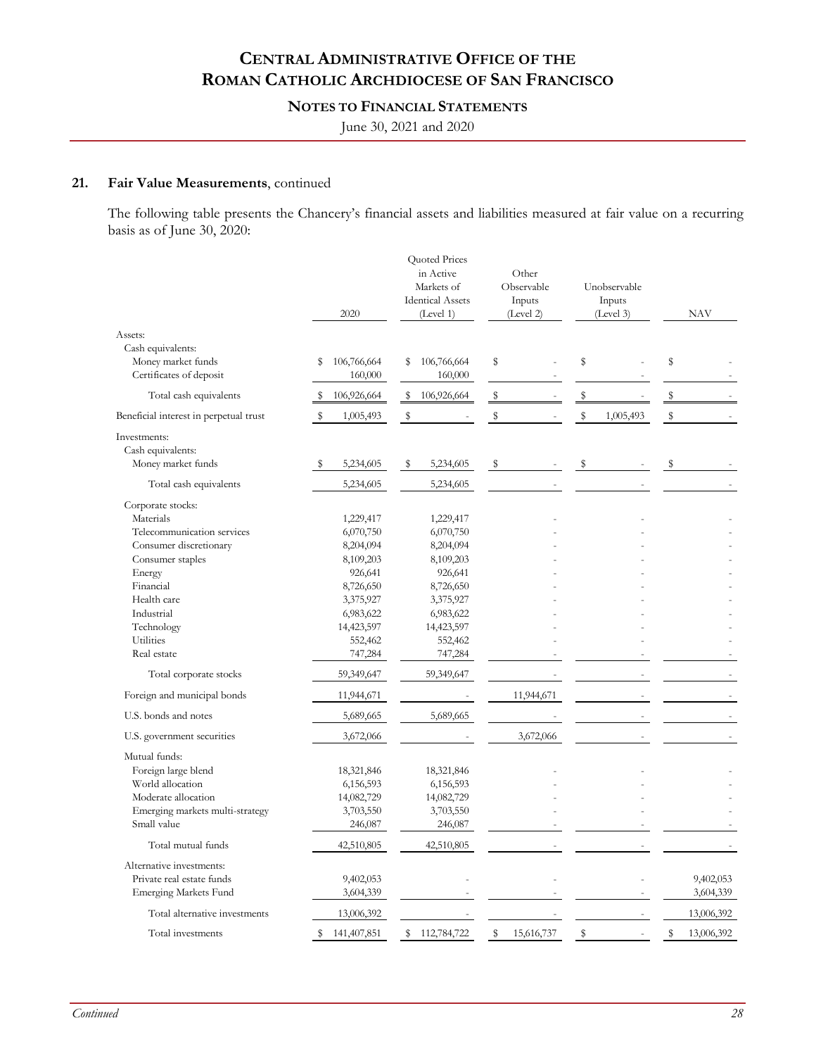# Central Administrative Office of the Roman Catholic Archdiocese of San Francisco

## Notes to Financial Statements

June 30, 2021 and 2020

### 21. Fair Value Measurements, continued

The following table presents the Chancery's financial assets and liabilities measured at fair value on a recurring basis as of June 30, 2020:

| | 2020 | Quoted Prices in Active Markets of Identical Assets (Level 1) | Other Observable Inputs (Level 2) | Unobservable Inputs (Level 3) | NAV |
|---|---|---|---|---|---|
| Assets: | | | | | |
| Cash equivalents: | | | | | |
| Money market funds | $ 106,766,664 | $ 106,766,664 | $ - | $ - | $ - |
| Certificates of deposit | 160,000 | 160,000 | - | - | - |
| Total cash equivalents | $ 106,926,664 | $ 106,926,664 | $ - | $ - | $ - |
| Beneficial interest in perpetual trust | $ 1,005,493 | $ - | $ - | $ 1,005,493 | $ - |
| Investments: | | | | | |
| Cash equivalents: | | | | | |
| Money market funds | $ 5,234,605 | $ 5,234,605 | $ - | $ - | $ - |
| Total cash equivalents | 5,234,605 | 5,234,605 | - | - | - |
| Corporate stocks: | | | | | |
| Materials | 1,229,417 | 1,229,417 | - | - | - |
| Telecommunication services | 6,070,750 | 6,070,750 | - | - | - |
| Consumer discretionary | 8,204,094 | 8,204,094 | - | - | - |
| Consumer staples | 8,109,203 | 8,109,203 | - | - | - |
| Energy | 926,641 | 926,641 | - | - | - |
| Financial | 8,726,650 | 8,726,650 | - | - | - |
| Health care | 3,375,927 | 3,375,927 | - | - | - |
| Industrial | 6,983,622 | 6,983,622 | - | - | - |
| Technology | 14,423,597 | 14,423,597 | - | - | - |
| Utilities | 552,462 | 552,462 | - | - | - |
| Real estate | 747,284 | 747,284 | - | - | - |
| Total corporate stocks | 59,349,647 | 59,349,647 | - | - | - |
| Foreign and municipal bonds | 11,944,671 | - | 11,944,671 | - | - |
| U.S. bonds and notes | 5,689,665 | 5,689,665 | - | - | - |
| U.S. government securities | 3,672,066 | - | 3,672,066 | - | - |
| Mutual funds: | | | | | |
| Foreign large blend | 18,321,846 | 18,321,846 | - | - | - |
| World allocation | 6,156,593 | 6,156,593 | - | - | - |
| Moderate allocation | 14,082,729 | 14,082,729 | - | - | - |
| Emerging markets multi-strategy | 3,703,550 | 3,703,550 | - | - | - |
| Small value | 246,087 | 246,087 | - | - | - |
| Total mutual funds | 42,510,805 | 42,510,805 | - | - | - |
| Alternative investments: | | | | | |
| Private real estate funds | 9,402,053 | - | - | - | 9,402,053 |
| Emerging Markets Fund | 3,604,339 | - | - | - | 3,604,339 |
| Total alternative investments | 13,006,392 | - | - | - | 13,006,392 |
| Total investments | $ 141,407,851 | $ 112,784,722 | $ 15,616,737 | $ - | $ 13,006,392 |

*Continued*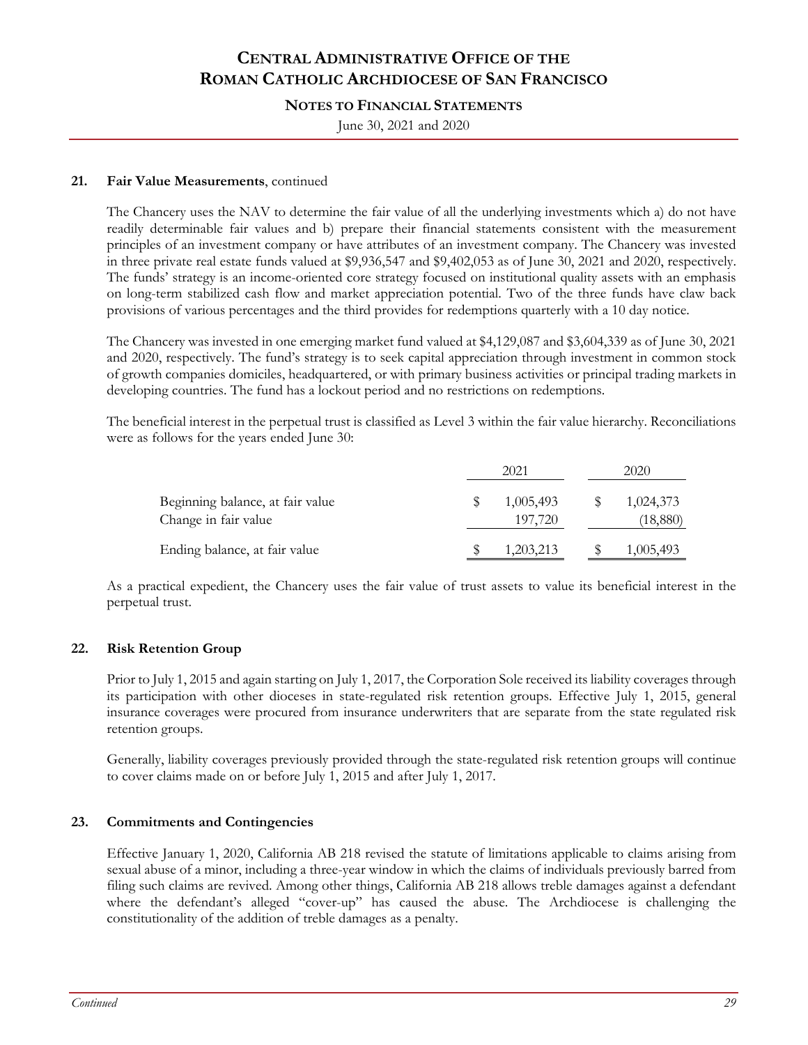**21. Fair Value Measurements**, continued

The Chancery uses the NAV to determine the fair value of all the underlying investments which a) do not have readily determinable fair values and b) prepare their financial statements consistent with the measurement principles of an investment company or have attributes of an investment company. The Chancery was invested in three private real estate funds valued at $9,936,547 and $9,402,053 as of June 30, 2021 and 2020, respectively. The funds' strategy is an income-oriented core strategy focused on institutional quality assets with an emphasis on long-term stabilized cash flow and market appreciation potential. Two of the three funds have claw back provisions of various percentages and the third provides for redemptions quarterly with a 10 day notice.

The Chancery was invested in one emerging market fund valued at $4,129,087 and $3,604,339 as of June 30, 2021 and 2020, respectively. The fund's strategy is to seek capital appreciation through investment in common stock of growth companies domiciles, headquartered, or with primary business activities or principal trading markets in developing countries. The fund has a lockout period and no restrictions on redemptions.

The beneficial interest in the perpetual trust is classified as Level 3 within the fair value hierarchy. Reconciliations were as follows for the years ended June 30:

| | 2021 | 2020 |
|---|---|---|
| Beginning balance, at fair value | $ 1,005,493 | $ 1,024,373 |
| Change in fair value | 197,720 | (18,880) |
| Ending balance, at fair value | $ 1,203,213 | $ 1,005,493 |

As a practical expedient, the Chancery uses the fair value of trust assets to value its beneficial interest in the perpetual trust.

**22. Risk Retention Group**

Prior to July 1, 2015 and again starting on July 1, 2017, the Corporation Sole received its liability coverages through its participation with other dioceses in state-regulated risk retention groups. Effective July 1, 2015, general insurance coverages were procured from insurance underwriters that are separate from the state regulated risk retention groups.

Generally, liability coverages previously provided through the state-regulated risk retention groups will continue to cover claims made on or before July 1, 2015 and after July 1, 2017.

**23. Commitments and Contingencies**

Effective January 1, 2020, California AB 218 revised the statute of limitations applicable to claims arising from sexual abuse of a minor, including a three-year window in which the claims of individuals previously barred from filing such claims are revived. Among other things, California AB 218 allows treble damages against a defendant where the defendant's alleged "cover-up" has caused the abuse. The Archdiocese is challenging the constitutionality of the addition of treble damages as a penalty.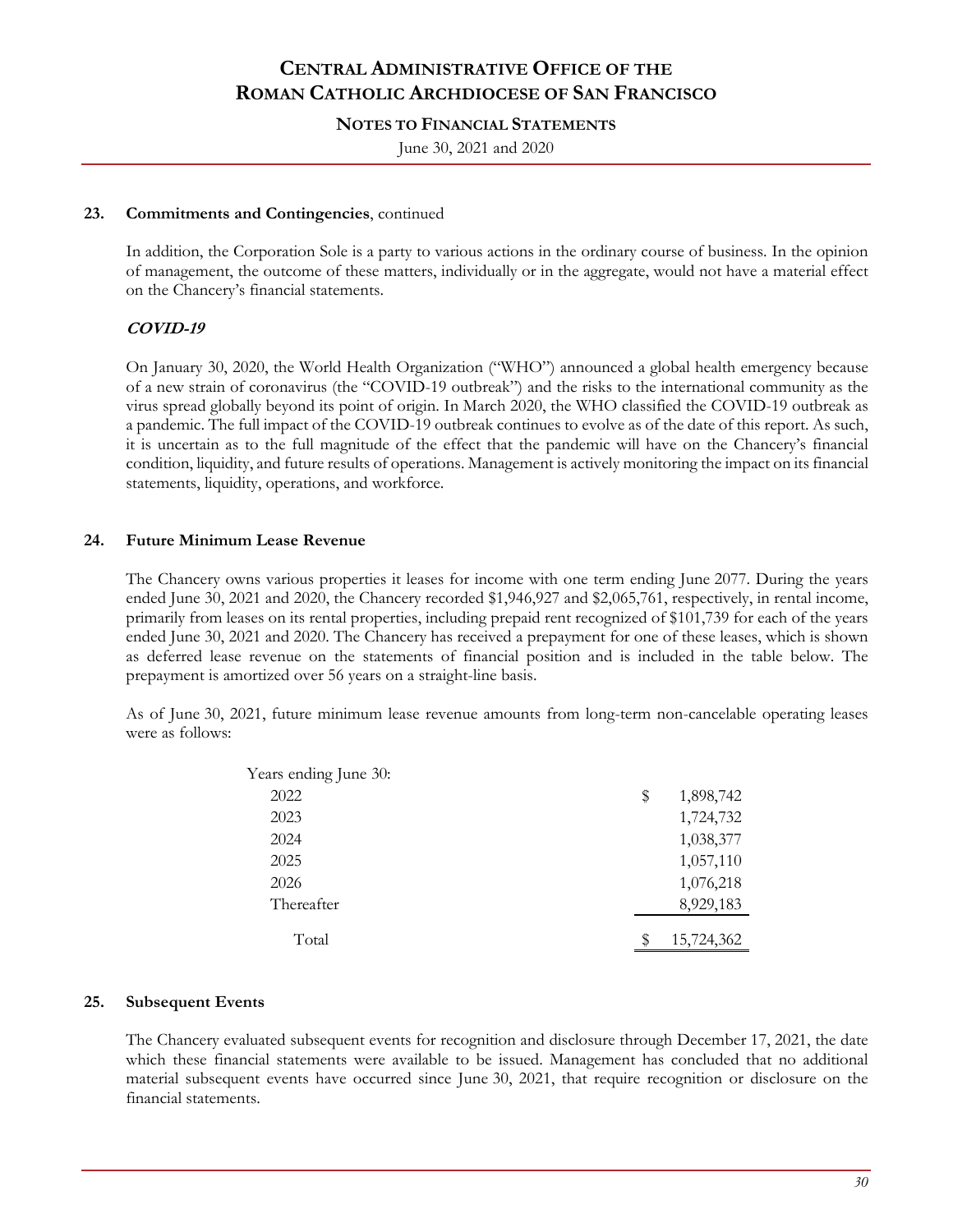## 23. Commitments and Contingencies, continued

In addition, the Corporation Sole is a party to various actions in the ordinary course of business. In the opinion of management, the outcome of these matters, individually or in the aggregate, would not have a material effect on the Chancery's financial statements.

### *COVID-19*

On January 30, 2020, the World Health Organization ("WHO") announced a global health emergency because of a new strain of coronavirus (the "COVID-19 outbreak") and the risks to the international community as the virus spread globally beyond its point of origin. In March 2020, the WHO classified the COVID-19 outbreak as a pandemic. The full impact of the COVID-19 outbreak continues to evolve as of the date of this report. As such, it is uncertain as to the full magnitude of the effect that the pandemic will have on the Chancery's financial condition, liquidity, and future results of operations. Management is actively monitoring the impact on its financial statements, liquidity, operations, and workforce.

## 24. Future Minimum Lease Revenue

The Chancery owns various properties it leases for income with one term ending June 2077. During the years ended June 30, 2021 and 2020, the Chancery recorded $1,946,927 and $2,065,761, respectively, in rental income, primarily from leases on its rental properties, including prepaid rent recognized of $101,739 for each of the years ended June 30, 2021 and 2020. The Chancery has received a prepayment for one of these leases, which is shown as deferred lease revenue on the statements of financial position and is included in the table below. The prepayment is amortized over 56 years on a straight-line basis.

As of June 30, 2021, future minimum lease revenue amounts from long-term non-cancelable operating leases were as follows:

| | |
|---|---|
| Years ending June 30: | |
| 2022 | $ 1,898,742 |
| 2023 | 1,724,732 |
| 2024 | 1,038,377 |
| 2025 | 1,057,110 |
| 2026 | 1,076,218 |
| Thereafter | 8,929,183 |
| Total | $ 15,724,362 |

## 25. Subsequent Events

The Chancery evaluated subsequent events for recognition and disclosure through December 17, 2021, the date which these financial statements were available to be issued. Management has concluded that no additional material subsequent events have occurred since June 30, 2021, that require recognition or disclosure on the financial statements.